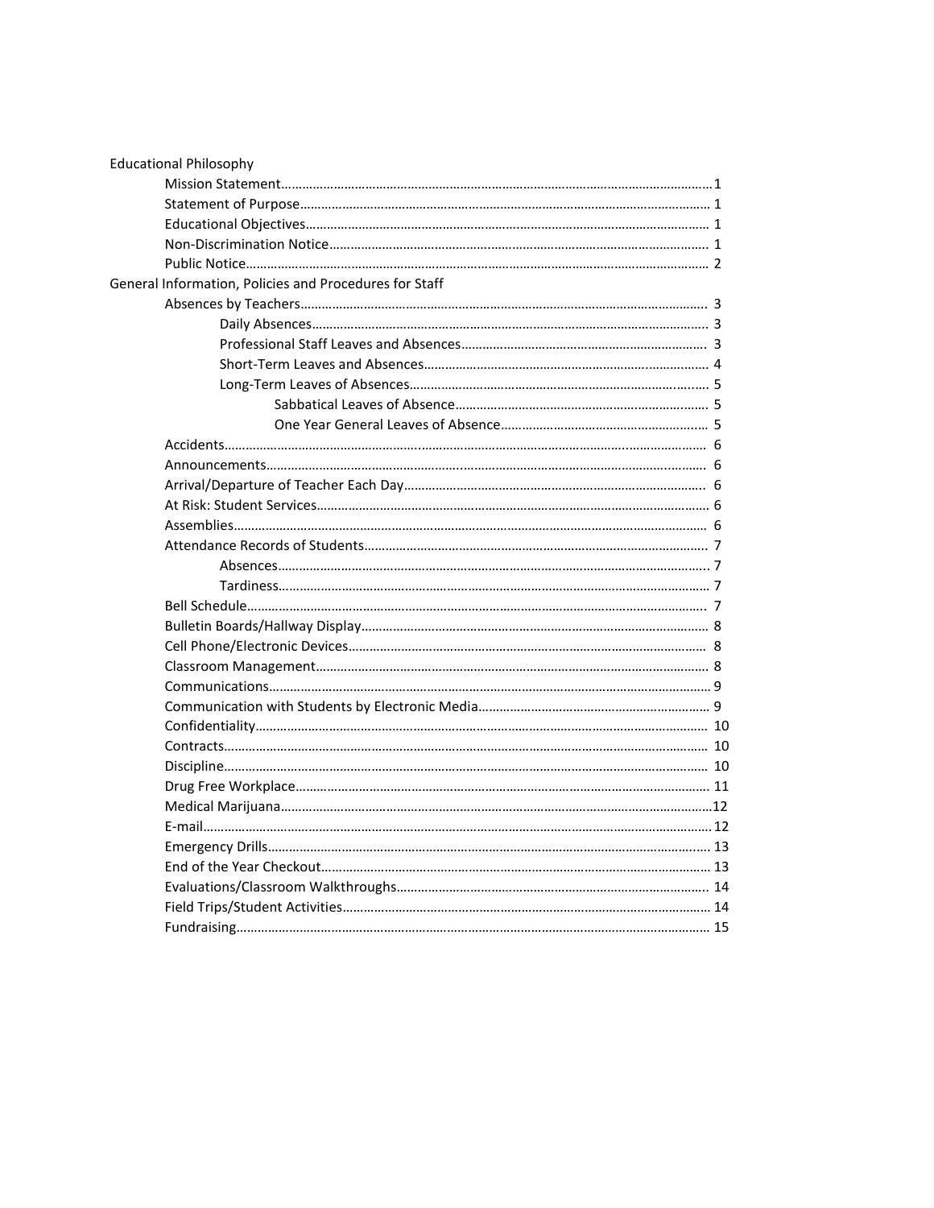Educational Philosophy

- Mission Statement……………………………………………………………………………………………………1
- Statement of Purpose………………………………………………………………………………………………… 1
- Educational Objectives……………………………………………………………………………………………… 1
- Non-Discrimination Notice………………………………………………………………………………………… 1
- Public Notice…………………………………………………………………………………………………………… 2

General Information, Policies and Procedures for Staff

- Absences by Teachers……………………………………………………………………………………………… 3
  - Daily Absences……………………………………………………………………………………………… 3
  - Professional Staff Leaves and Absences………………………………………………………… 3
  - Short-Term Leaves and Absences…………………………………………………………………… 4
  - Long-Term Leaves of Absences……………………………………………………………………… 5
    - Sabbatical Leaves of Absence……………………………………………………………… 5
    - One Year General Leaves of Absence…………………………………………………… 5
- Accidents…………………………………………………………………………………………………………………… 6
- Announcements………………………………………………………………………………………………………… 6
- Arrival/Departure of Teacher Each Day……………………………………………………………………… 6
- At Risk: Student Services…………………………………………………………………………………………… 6
- Assemblies………………………………………………………………………………………………………………… 6
- Attendance Records of Students………………………………………………………………………………… 7
  - Absences……………………………………………………………………………………………………… 7
  - Tardiness……………………………………………………………………………………………………… 7
- Bell Schedule……………………………………………………………………………………………………………… 7
- Bulletin Boards/Hallway Display………………………………………………………………………………… 8
- Cell Phone/Electronic Devices…………………………………………………………………………………… 8
- Classroom Management…………………………………………………………………………………………… 8
- Communications………………………………………………………………………………………………………… 9
- Communication with Students by Electronic Media…………………………………………………… 9
- Confidentiality…………………………………………………………………………………………………………… 10
- Contracts…………………………………………………………………………………………………………………… 10
- Discipline…………………………………………………………………………………………………………………… 10
- Drug Free Workplace………………………………………………………………………………………………… 11
- Medical Marijuana……………………………………………………………………………………………………12
- E-mail………………………………………………………………………………………………………………………… 12
- Emergency Drills……………………………………………………………………………………………………… 13
- End of the Year Checkout………………………………………………………………………………………… 13
- Evaluations/Classroom Walkthroughs……………………………………………………………………… 14
- Field Trips/Student Activities…………………………………………………………………………………… 14
- Fundraising……………………………………………………………………………………………………………… 15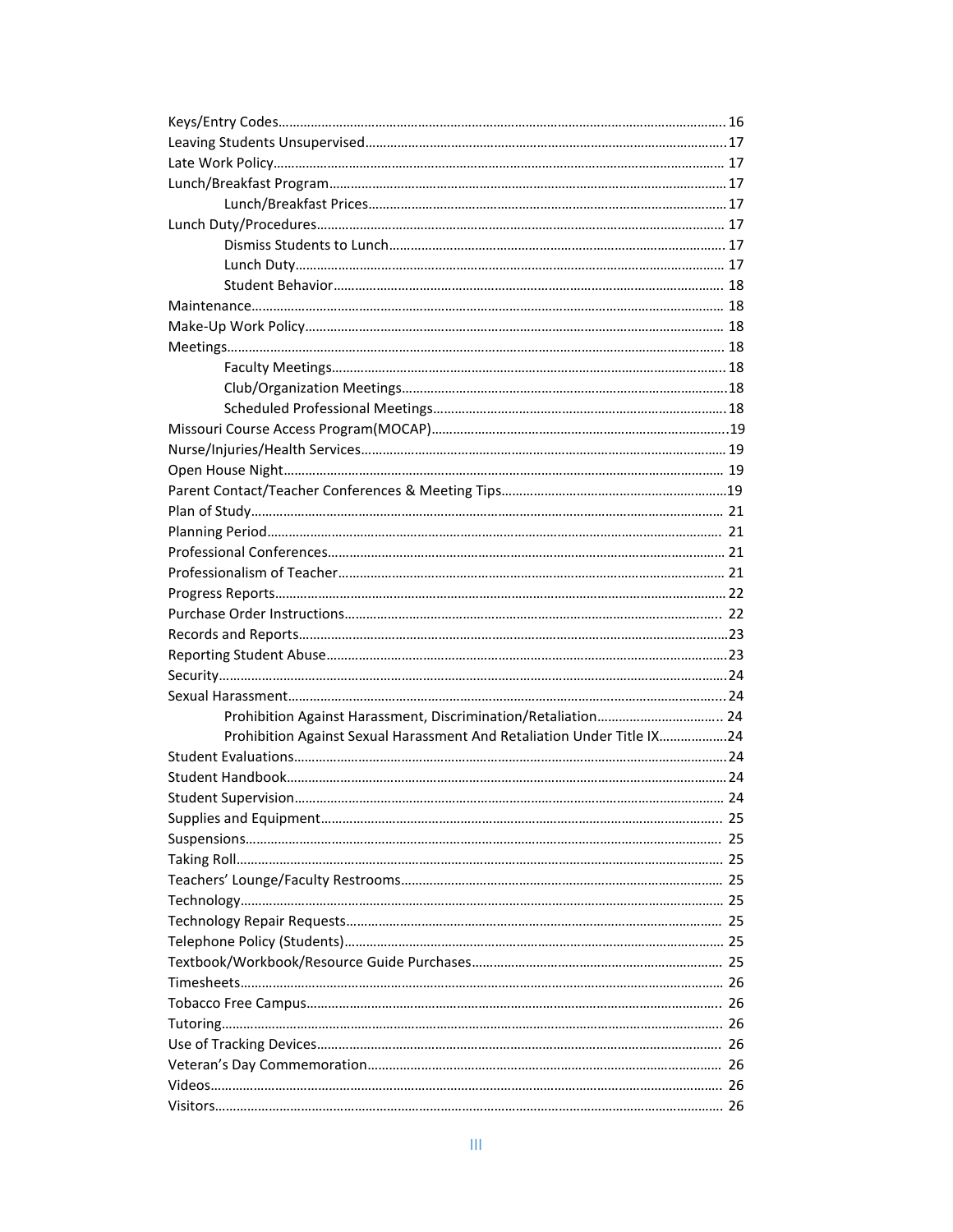Keys/Entry Codes.......................................................................................................................16
Leaving Students Unsupervised....................................................................................................17
Late Work Policy.........................................................................................................................17
Lunch/Breakfast Program.............................................................................................................17
    Lunch/Breakfast Prices...................................................................................................17
Lunch Duty/Procedures................................................................................................................17
    Dismiss Students to Lunch..............................................................................................17
    Lunch Duty......................................................................................................................17
    Student Behavior............................................................................................................18
Maintenance.................................................................................................................................18
Make-Up Work Policy...................................................................................................................18
Meetings........................................................................................................................................18
    Faculty Meetings.............................................................................................................18
    Club/Organization Meetings...........................................................................................18
    Scheduled Professional Meetings...................................................................................18
Missouri Course Access Program(MOCAP)..................................................................................19
Nurse/Injuries/Health Services.....................................................................................................19
Open House Night.........................................................................................................................19
Parent Contact/Teacher Conferences & Meeting Tips..................................................................19
Plan of Study.................................................................................................................................21
Planning Period.............................................................................................................................21
Professional Conferences.............................................................................................................21
Professionalism of Teacher...........................................................................................................21
Progress Reports...........................................................................................................................22
Purchase Order Instructions.........................................................................................................22
Records and Reports.....................................................................................................................23
Reporting Student Abuse..............................................................................................................23
Security..........................................................................................................................................24
Sexual Harassment........................................................................................................................24
    Prohibition Against Harassment, Discrimination/Retaliation...........................................24
    Prohibition Against Sexual Harassment And Retaliation Under Title IX...........................24
Student Evaluations.......................................................................................................................24
Student Handbook.........................................................................................................................24
Student Supervision.......................................................................................................................24
Supplies and Equipment................................................................................................................25
Suspensions...................................................................................................................................25
Taking Roll.....................................................................................................................................25
Teachers' Lounge/Faculty Restrooms............................................................................................25
Technology.....................................................................................................................................25
Technology Repair Requests..........................................................................................................25
Telephone Policy (Students)...........................................................................................................25
Textbook/Workbook/Resource Guide Purchases..........................................................................25
Timesheets.....................................................................................................................................26
Tobacco Free Campus....................................................................................................................26
Tutoring..........................................................................................................................................26
Use of Tracking Devices..................................................................................................................26
Veteran's Day Commemoration.....................................................................................................26
Videos.............................................................................................................................................26
Visitors............................................................................................................................................26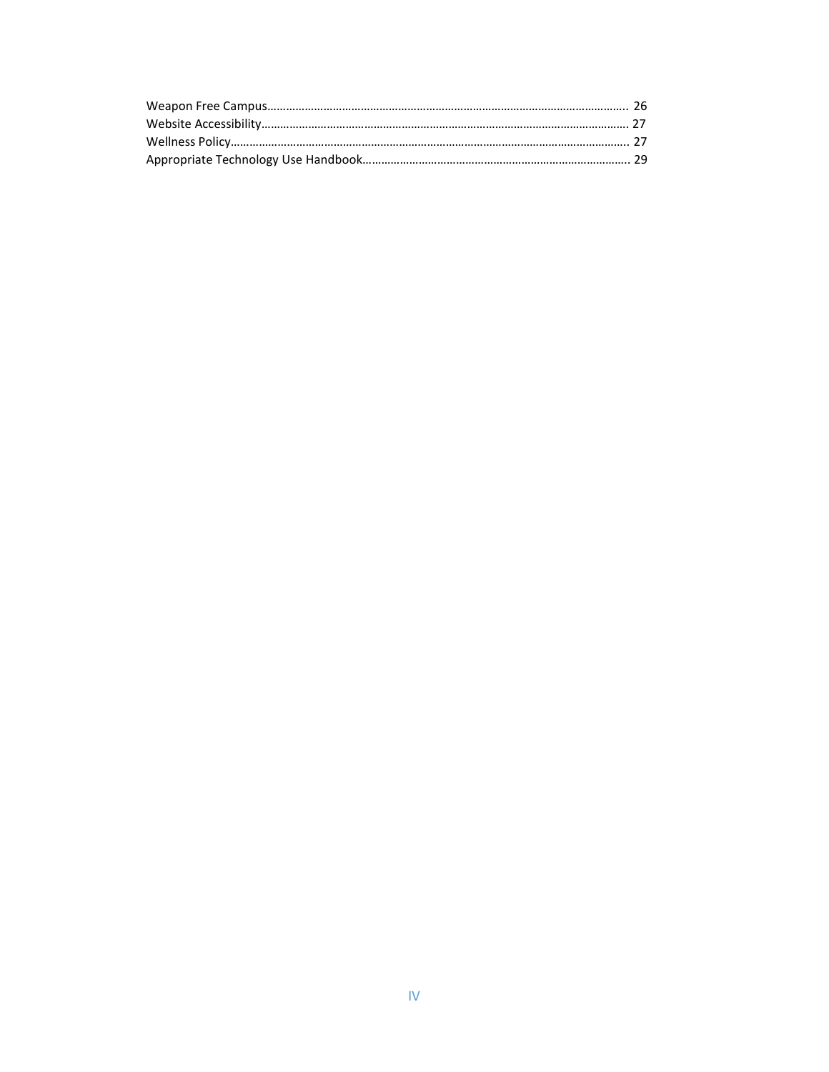Weapon Free Campus……………………………………………………………………………………………………… 26
Website Accessibility……………………………………………………………………………………………………… 27
Wellness Policy……………………………………………………………………………………………………………… 27
Appropriate Technology Use Handbook…………………………………………………………………………… 29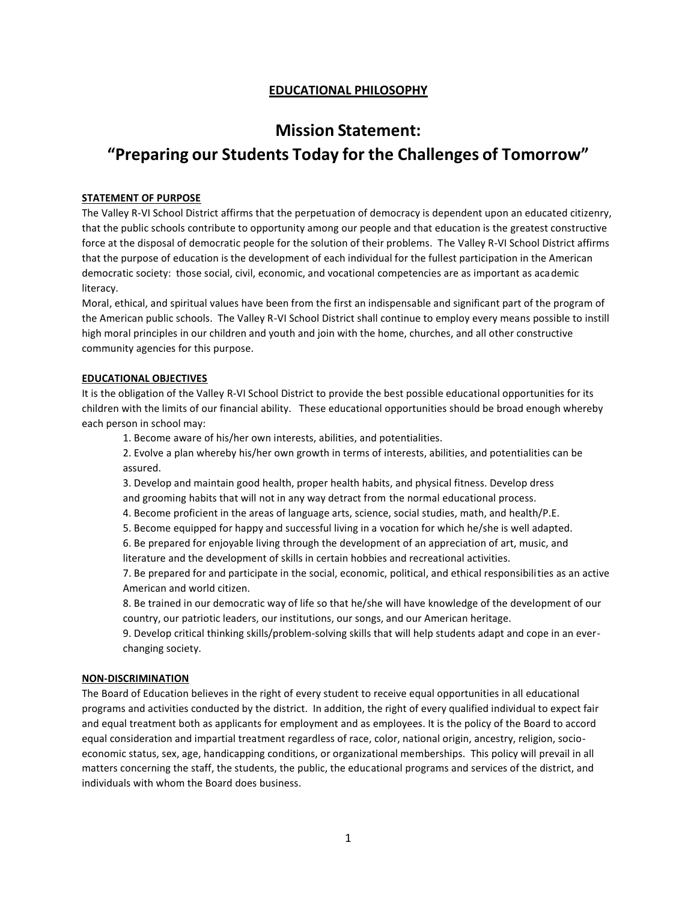## EDUCATIONAL PHILOSOPHY

# Mission Statement:
# "Preparing our Students Today for the Challenges of Tomorrow"

### STATEMENT OF PURPOSE

The Valley R-VI School District affirms that the perpetuation of democracy is dependent upon an educated citizenry, that the public schools contribute to opportunity among our people and that education is the greatest constructive force at the disposal of democratic people for the solution of their problems. The Valley R-VI School District affirms that the purpose of education is the development of each individual for the fullest participation in the American democratic society: those social, civil, economic, and vocational competencies are as important as academic literacy.

Moral, ethical, and spiritual values have been from the first an indispensable and significant part of the program of the American public schools. The Valley R-VI School District shall continue to employ every means possible to instill high moral principles in our children and youth and join with the home, churches, and all other constructive community agencies for this purpose.

### EDUCATIONAL OBJECTIVES

It is the obligation of the Valley R-VI School District to provide the best possible educational opportunities for its children with the limits of our financial ability. These educational opportunities should be broad enough whereby each person in school may:

1. Become aware of his/her own interests, abilities, and potentialities.
2. Evolve a plan whereby his/her own growth in terms of interests, abilities, and potentialities can be assured.
3. Develop and maintain good health, proper health habits, and physical fitness. Develop dress and grooming habits that will not in any way detract from the normal educational process.
4. Become proficient in the areas of language arts, science, social studies, math, and health/P.E.
5. Become equipped for happy and successful living in a vocation for which he/she is well adapted.
6. Be prepared for enjoyable living through the development of an appreciation of art, music, and literature and the development of skills in certain hobbies and recreational activities.
7. Be prepared for and participate in the social, economic, political, and ethical responsibilities as an active American and world citizen.
8. Be trained in our democratic way of life so that he/she will have knowledge of the development of our country, our patriotic leaders, our institutions, our songs, and our American heritage.
9. Develop critical thinking skills/problem-solving skills that will help students adapt and cope in an ever-changing society.

### NON-DISCRIMINATION

The Board of Education believes in the right of every student to receive equal opportunities in all educational programs and activities conducted by the district. In addition, the right of every qualified individual to expect fair and equal treatment both as applicants for employment and as employees. It is the policy of the Board to accord equal consideration and impartial treatment regardless of race, color, national origin, ancestry, religion, socio-economic status, sex, age, handicapping conditions, or organizational memberships. This policy will prevail in all matters concerning the staff, the students, the public, the educational programs and services of the district, and individuals with whom the Board does business.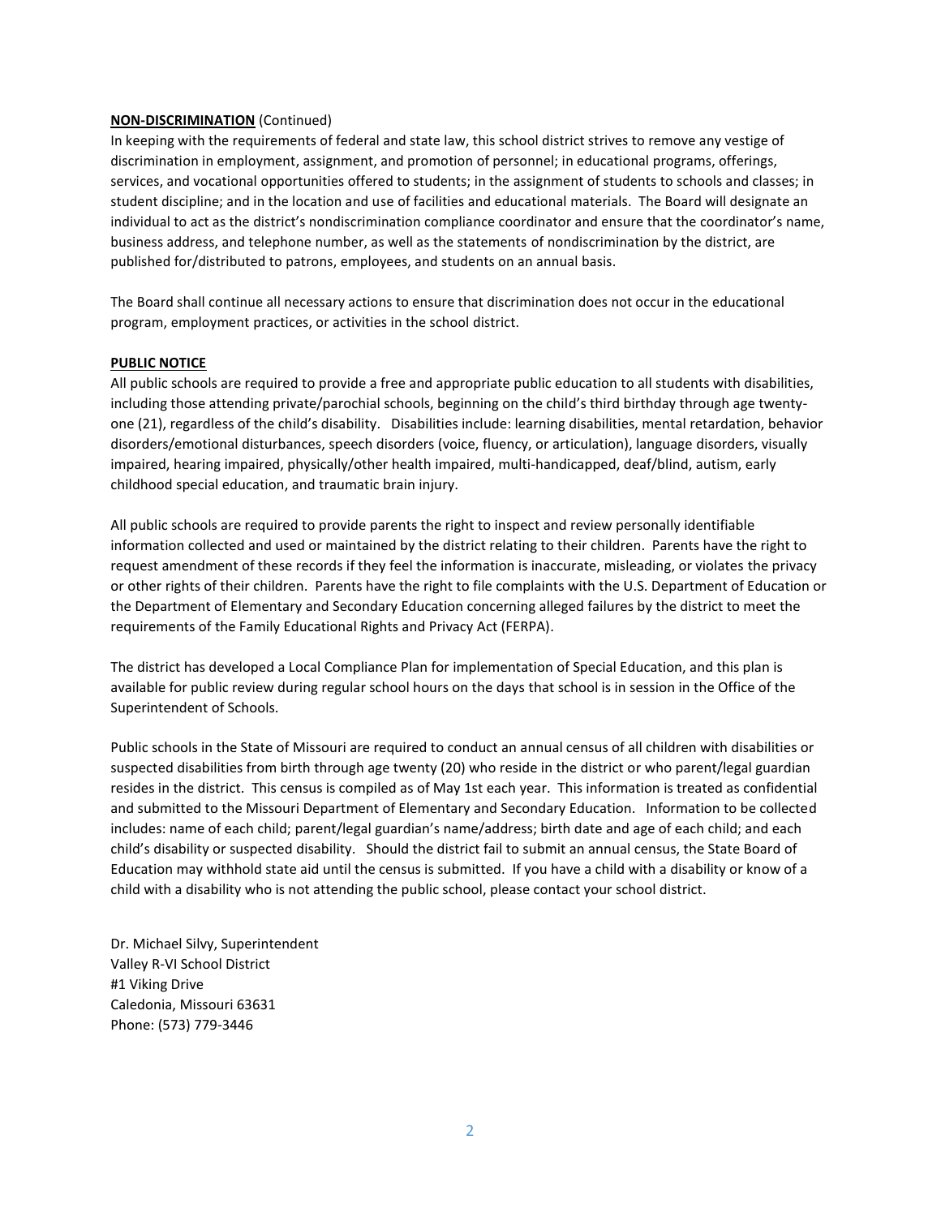**NON-DISCRIMINATION** (Continued)

In keeping with the requirements of federal and state law, this school district strives to remove any vestige of discrimination in employment, assignment, and promotion of personnel; in educational programs, offerings, services, and vocational opportunities offered to students; in the assignment of students to schools and classes; in student discipline; and in the location and use of facilities and educational materials. The Board will designate an individual to act as the district's nondiscrimination compliance coordinator and ensure that the coordinator's name, business address, and telephone number, as well as the statements of nondiscrimination by the district, are published for/distributed to patrons, employees, and students on an annual basis.

The Board shall continue all necessary actions to ensure that discrimination does not occur in the educational program, employment practices, or activities in the school district.

**PUBLIC NOTICE**

All public schools are required to provide a free and appropriate public education to all students with disabilities, including those attending private/parochial schools, beginning on the child's third birthday through age twenty-one (21), regardless of the child's disability. Disabilities include: learning disabilities, mental retardation, behavior disorders/emotional disturbances, speech disorders (voice, fluency, or articulation), language disorders, visually impaired, hearing impaired, physically/other health impaired, multi-handicapped, deaf/blind, autism, early childhood special education, and traumatic brain injury.

All public schools are required to provide parents the right to inspect and review personally identifiable information collected and used or maintained by the district relating to their children. Parents have the right to request amendment of these records if they feel the information is inaccurate, misleading, or violates the privacy or other rights of their children. Parents have the right to file complaints with the U.S. Department of Education or the Department of Elementary and Secondary Education concerning alleged failures by the district to meet the requirements of the Family Educational Rights and Privacy Act (FERPA).

The district has developed a Local Compliance Plan for implementation of Special Education, and this plan is available for public review during regular school hours on the days that school is in session in the Office of the Superintendent of Schools.

Public schools in the State of Missouri are required to conduct an annual census of all children with disabilities or suspected disabilities from birth through age twenty (20) who reside in the district or who parent/legal guardian resides in the district. This census is compiled as of May 1st each year. This information is treated as confidential and submitted to the Missouri Department of Elementary and Secondary Education. Information to be collected includes: name of each child; parent/legal guardian's name/address; birth date and age of each child; and each child's disability or suspected disability. Should the district fail to submit an annual census, the State Board of Education may withhold state aid until the census is submitted. If you have a child with a disability or know of a child with a disability who is not attending the public school, please contact your school district.

Dr. Michael Silvy, Superintendent
Valley R-VI School District
#1 Viking Drive
Caledonia, Missouri 63631
Phone: (573) 779-3446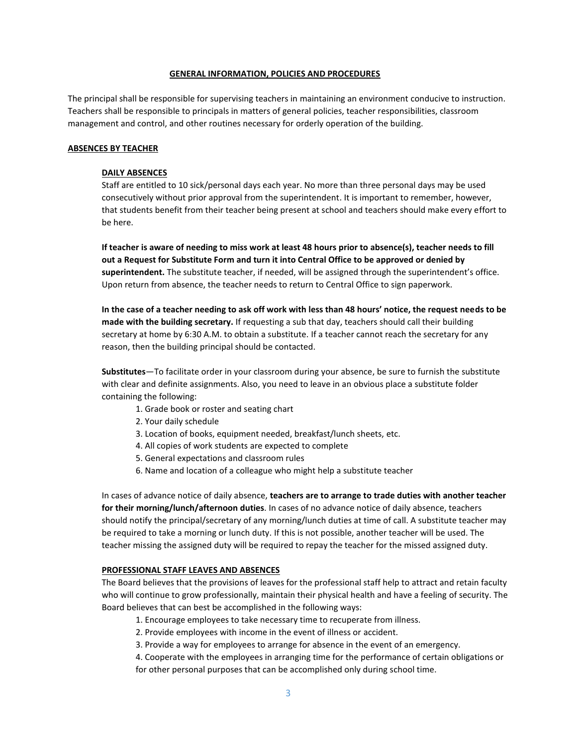## GENERAL INFORMATION, POLICIES AND PROCEDURES

The principal shall be responsible for supervising teachers in maintaining an environment conducive to instruction. Teachers shall be responsible to principals in matters of general policies, teacher responsibilities, classroom management and control, and other routines necessary for orderly operation of the building.

### ABSENCES BY TEACHER

#### DAILY ABSENCES

Staff are entitled to 10 sick/personal days each year. No more than three personal days may be used consecutively without prior approval from the superintendent. It is important to remember, however, that students benefit from their teacher being present at school and teachers should make every effort to be here.

**If teacher is aware of needing to miss work at least 48 hours prior to absence(s), teacher needs to fill out a Request for Substitute Form and turn it into Central Office to be approved or denied by superintendent.** The substitute teacher, if needed, will be assigned through the superintendent's office. Upon return from absence, the teacher needs to return to Central Office to sign paperwork.

**In the case of a teacher needing to ask off work with less than 48 hours' notice, the request needs to be made with the building secretary.** If requesting a sub that day, teachers should call their building secretary at home by 6:30 A.M. to obtain a substitute. If a teacher cannot reach the secretary for any reason, then the building principal should be contacted.

**Substitutes**—To facilitate order in your classroom during your absence, be sure to furnish the substitute with clear and definite assignments. Also, you need to leave in an obvious place a substitute folder containing the following:

1. Grade book or roster and seating chart
2. Your daily schedule
3. Location of books, equipment needed, breakfast/lunch sheets, etc.
4. All copies of work students are expected to complete
5. General expectations and classroom rules
6. Name and location of a colleague who might help a substitute teacher

In cases of advance notice of daily absence, **teachers are to arrange to trade duties with another teacher for their morning/lunch/afternoon duties**. In cases of no advance notice of daily absence, teachers should notify the principal/secretary of any morning/lunch duties at time of call. A substitute teacher may be required to take a morning or lunch duty. If this is not possible, another teacher will be used. The teacher missing the assigned duty will be required to repay the teacher for the missed assigned duty.

#### PROFESSIONAL STAFF LEAVES AND ABSENCES

The Board believes that the provisions of leaves for the professional staff help to attract and retain faculty who will continue to grow professionally, maintain their physical health and have a feeling of security. The Board believes that can best be accomplished in the following ways:

1. Encourage employees to take necessary time to recuperate from illness.
2. Provide employees with income in the event of illness or accident.
3. Provide a way for employees to arrange for absence in the event of an emergency.
4. Cooperate with the employees in arranging time for the performance of certain obligations or for other personal purposes that can be accomplished only during school time.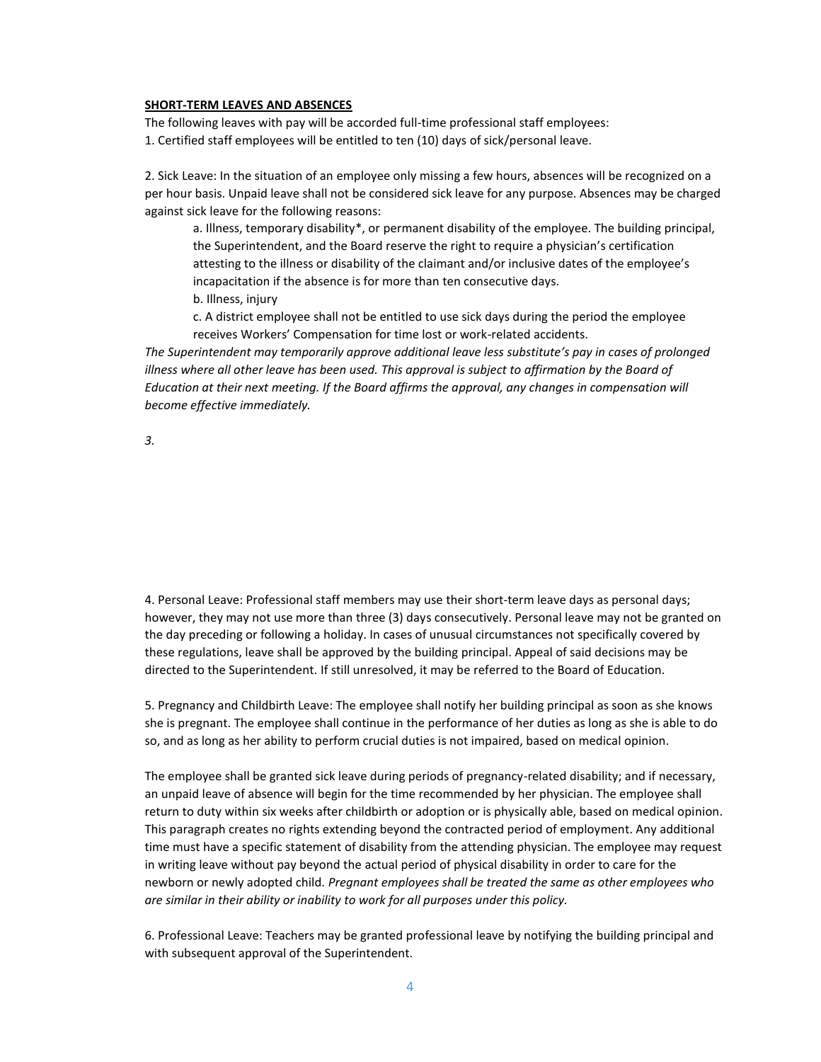**SHORT-TERM LEAVES AND ABSENCES**

The following leaves with pay will be accorded full-time professional staff employees:

1. Certified staff employees will be entitled to ten (10) days of sick/personal leave.

2. Sick Leave: In the situation of an employee only missing a few hours, absences will be recognized on a per hour basis. Unpaid leave shall not be considered sick leave for any purpose. Absences may be charged against sick leave for the following reasons:

   a. Illness, temporary disability*, or permanent disability of the employee. The building principal, the Superintendent, and the Board reserve the right to require a physician's certification attesting to the illness or disability of the claimant and/or inclusive dates of the employee's incapacitation if the absence is for more than ten consecutive days.

   b. Illness, injury

   c. A district employee shall not be entitled to use sick days during the period the employee receives Workers' Compensation for time lost or work-related accidents.

*The Superintendent may temporarily approve additional leave less substitute's pay in cases of prolonged illness where all other leave has been used. This approval is subject to affirmation by the Board of Education at their next meeting. If the Board affirms the approval, any changes in compensation will become effective immediately.*

*3.*

4. Personal Leave: Professional staff members may use their short-term leave days as personal days; however, they may not use more than three (3) days consecutively. Personal leave may not be granted on the day preceding or following a holiday. In cases of unusual circumstances not specifically covered by these regulations, leave shall be approved by the building principal. Appeal of said decisions may be directed to the Superintendent. If still unresolved, it may be referred to the Board of Education.

5. Pregnancy and Childbirth Leave: The employee shall notify her building principal as soon as she knows she is pregnant. The employee shall continue in the performance of her duties as long as she is able to do so, and as long as her ability to perform crucial duties is not impaired, based on medical opinion.

The employee shall be granted sick leave during periods of pregnancy-related disability; and if necessary, an unpaid leave of absence will begin for the time recommended by her physician. The employee shall return to duty within six weeks after childbirth or adoption or is physically able, based on medical opinion. This paragraph creates no rights extending beyond the contracted period of employment. Any additional time must have a specific statement of disability from the attending physician. The employee may request in writing leave without pay beyond the actual period of physical disability in order to care for the newborn or newly adopted child. *Pregnant employees shall be treated the same as other employees who are similar in their ability or inability to work for all purposes under this policy.*

6. Professional Leave: Teachers may be granted professional leave by notifying the building principal and with subsequent approval of the Superintendent.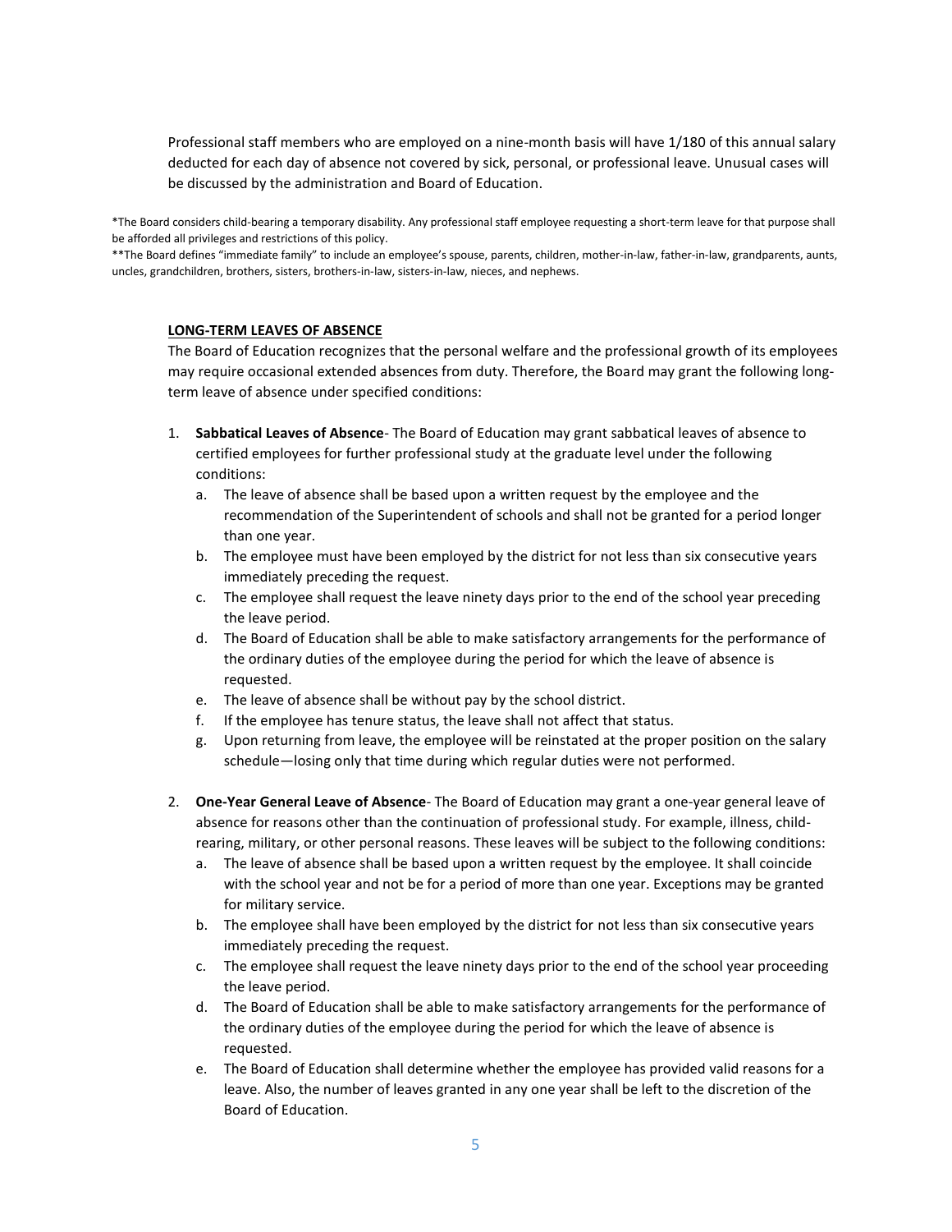Professional staff members who are employed on a nine-month basis will have 1/180 of this annual salary deducted for each day of absence not covered by sick, personal, or professional leave. Unusual cases will be discussed by the administration and Board of Education.

*The Board considers child-bearing a temporary disability. Any professional staff employee requesting a short-term leave for that purpose shall be afforded all privileges and restrictions of this policy.
**The Board defines "immediate family" to include an employee's spouse, parents, children, mother-in-law, father-in-law, grandparents, aunts, uncles, grandchildren, brothers, sisters, brothers-in-law, sisters-in-law, nieces, and nephews.

**LONG-TERM LEAVES OF ABSENCE**

The Board of Education recognizes that the personal welfare and the professional growth of its employees may require occasional extended absences from duty. Therefore, the Board may grant the following long-term leave of absence under specified conditions:

1. **Sabbatical Leaves of Absence**- The Board of Education may grant sabbatical leaves of absence to certified employees for further professional study at the graduate level under the following conditions:
   a. The leave of absence shall be based upon a written request by the employee and the recommendation of the Superintendent of schools and shall not be granted for a period longer than one year.
   b. The employee must have been employed by the district for not less than six consecutive years immediately preceding the request.
   c. The employee shall request the leave ninety days prior to the end of the school year preceding the leave period.
   d. The Board of Education shall be able to make satisfactory arrangements for the performance of the ordinary duties of the employee during the period for which the leave of absence is requested.
   e. The leave of absence shall be without pay by the school district.
   f. If the employee has tenure status, the leave shall not affect that status.
   g. Upon returning from leave, the employee will be reinstated at the proper position on the salary schedule—losing only that time during which regular duties were not performed.

2. **One-Year General Leave of Absence**- The Board of Education may grant a one-year general leave of absence for reasons other than the continuation of professional study. For example, illness, child-rearing, military, or other personal reasons. These leaves will be subject to the following conditions:
   a. The leave of absence shall be based upon a written request by the employee. It shall coincide with the school year and not be for a period of more than one year. Exceptions may be granted for military service.
   b. The employee shall have been employed by the district for not less than six consecutive years immediately preceding the request.
   c. The employee shall request the leave ninety days prior to the end of the school year proceeding the leave period.
   d. The Board of Education shall be able to make satisfactory arrangements for the performance of the ordinary duties of the employee during the period for which the leave of absence is requested.
   e. The Board of Education shall determine whether the employee has provided valid reasons for a leave. Also, the number of leaves granted in any one year shall be left to the discretion of the Board of Education.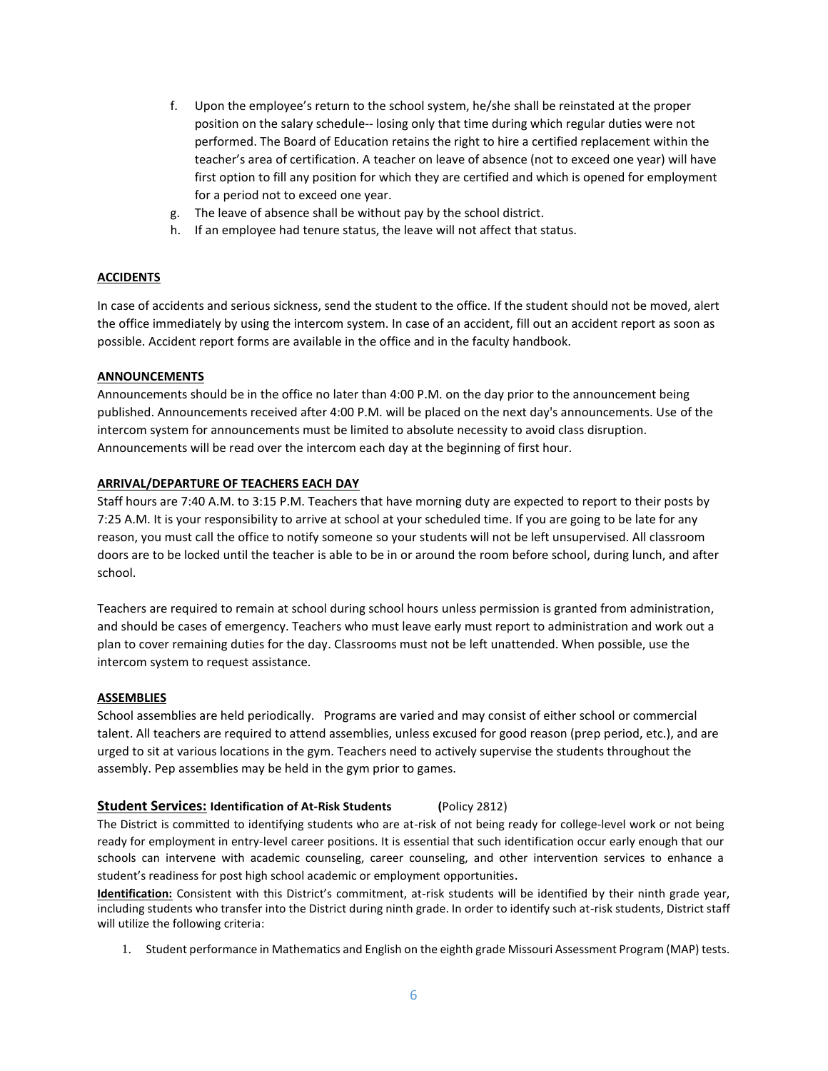f. Upon the employee's return to the school system, he/she shall be reinstated at the proper position on the salary schedule-- losing only that time during which regular duties were not performed. The Board of Education retains the right to hire a certified replacement within the teacher's area of certification. A teacher on leave of absence (not to exceed one year) will have first option to fill any position for which they are certified and which is opened for employment for a period not to exceed one year.
g. The leave of absence shall be without pay by the school district.
h. If an employee had tenure status, the leave will not affect that status.

**ACCIDENTS**

In case of accidents and serious sickness, send the student to the office. If the student should not be moved, alert the office immediately by using the intercom system. In case of an accident, fill out an accident report as soon as possible. Accident report forms are available in the office and in the faculty handbook.

**ANNOUNCEMENTS**

Announcements should be in the office no later than 4:00 P.M. on the day prior to the announcement being published. Announcements received after 4:00 P.M. will be placed on the next day's announcements. Use of the intercom system for announcements must be limited to absolute necessity to avoid class disruption. Announcements will be read over the intercom each day at the beginning of first hour.

**ARRIVAL/DEPARTURE OF TEACHERS EACH DAY**

Staff hours are 7:40 A.M. to 3:15 P.M. Teachers that have morning duty are expected to report to their posts by 7:25 A.M. It is your responsibility to arrive at school at your scheduled time. If you are going to be late for any reason, you must call the office to notify someone so your students will not be left unsupervised. All classroom doors are to be locked until the teacher is able to be in or around the room before school, during lunch, and after school.

Teachers are required to remain at school during school hours unless permission is granted from administration, and should be cases of emergency. Teachers who must leave early must report to administration and work out a plan to cover remaining duties for the day. Classrooms must not be left unattended. When possible, use the intercom system to request assistance.

**ASSEMBLIES**

School assemblies are held periodically. Programs are varied and may consist of either school or commercial talent. All teachers are required to attend assemblies, unless excused for good reason (prep period, etc.), and are urged to sit at various locations in the gym. Teachers need to actively supervise the students throughout the assembly. Pep assemblies may be held in the gym prior to games.

**Student Services: Identification of At-Risk Students** (Policy 2812)

The District is committed to identifying students who are at-risk of not being ready for college-level work or not being ready for employment in entry-level career positions. It is essential that such identification occur early enough that our schools can intervene with academic counseling, career counseling, and other intervention services to enhance a student's readiness for post high school academic or employment opportunities.

**Identification:** Consistent with this District's commitment, at-risk students will be identified by their ninth grade year, including students who transfer into the District during ninth grade. In order to identify such at-risk students, District staff will utilize the following criteria:

1. Student performance in Mathematics and English on the eighth grade Missouri Assessment Program (MAP) tests.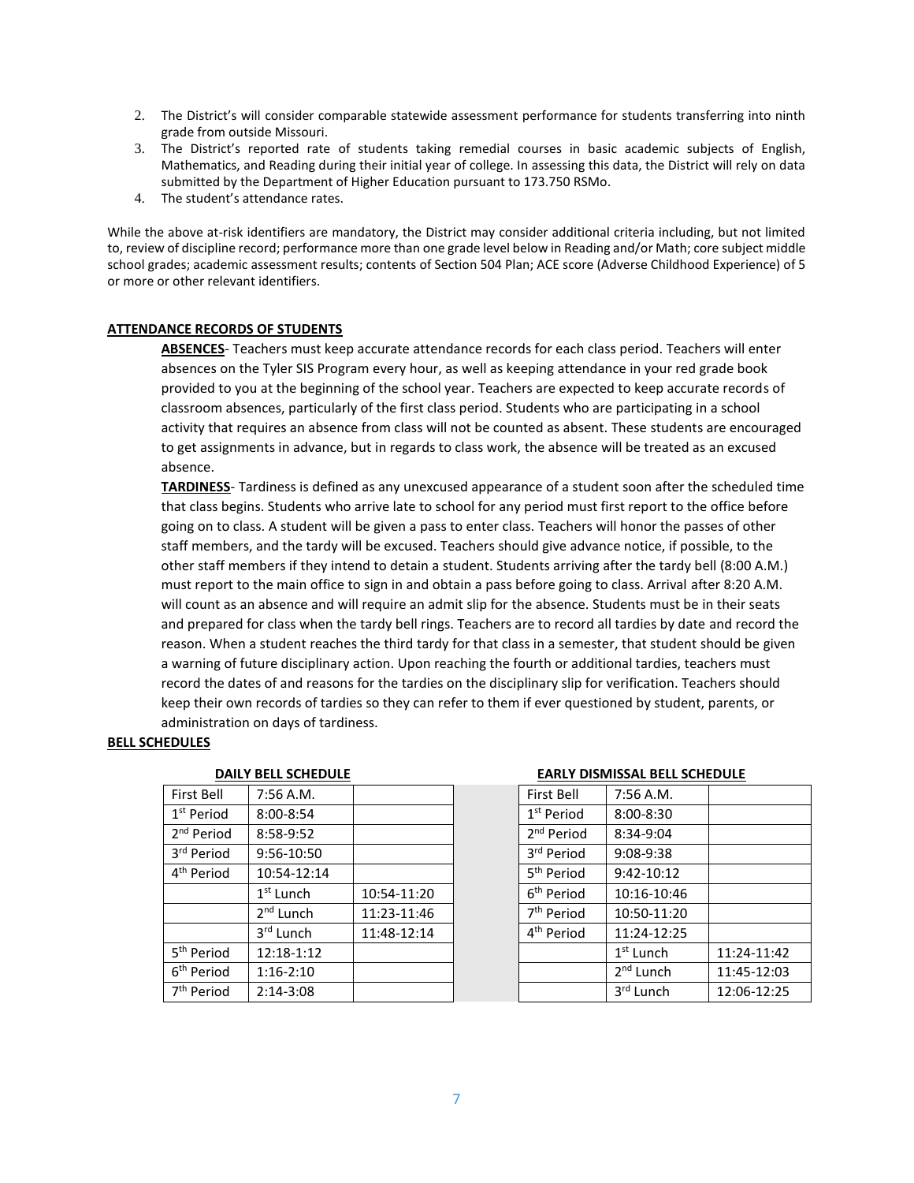2. The District's will consider comparable statewide assessment performance for students transferring into ninth grade from outside Missouri.
3. The District's reported rate of students taking remedial courses in basic academic subjects of English, Mathematics, and Reading during their initial year of college. In assessing this data, the District will rely on data submitted by the Department of Higher Education pursuant to 173.750 RSMo.
4. The student's attendance rates.

While the above at-risk identifiers are mandatory, the District may consider additional criteria including, but not limited to, review of discipline record; performance more than one grade level below in Reading and/or Math; core subject middle school grades; academic assessment results; contents of Section 504 Plan; ACE score (Adverse Childhood Experience) of 5 or more or other relevant identifiers.

**ATTENDANCE RECORDS OF STUDENTS**

**ABSENCES**- Teachers must keep accurate attendance records for each class period. Teachers will enter absences on the Tyler SIS Program every hour, as well as keeping attendance in your red grade book provided to you at the beginning of the school year. Teachers are expected to keep accurate records of classroom absences, particularly of the first class period. Students who are participating in a school activity that requires an absence from class will not be counted as absent. These students are encouraged to get assignments in advance, but in regards to class work, the absence will be treated as an excused absence.

**TARDINESS**- Tardiness is defined as any unexcused appearance of a student soon after the scheduled time that class begins. Students who arrive late to school for any period must first report to the office before going on to class. A student will be given a pass to enter class. Teachers will honor the passes of other staff members, and the tardy will be excused. Teachers should give advance notice, if possible, to the other staff members if they intend to detain a student. Students arriving after the tardy bell (8:00 A.M.) must report to the main office to sign in and obtain a pass before going to class. Arrival after 8:20 A.M. will count as an absence and will require an admit slip for the absence. Students must be in their seats and prepared for class when the tardy bell rings. Teachers are to record all tardies by date and record the reason. When a student reaches the third tardy for that class in a semester, that student should be given a warning of future disciplinary action. Upon reaching the fourth or additional tardies, teachers must record the dates of and reasons for the tardies on the disciplinary slip for verification. Teachers should keep their own records of tardies so they can refer to them if ever questioned by student, parents, or administration on days of tardiness.

**BELL SCHEDULES**

**DAILY BELL SCHEDULE**

| | | |
|---|---|---|
| First Bell | 7:56 A.M. | |
| 1st Period | 8:00-8:54 | |
| 2nd Period | 8:58-9:52 | |
| 3rd Period | 9:56-10:50 | |
| 4th Period | 10:54-12:14 | |
| | 1st Lunch | 10:54-11:20 |
| | 2nd Lunch | 11:23-11:46 |
| | 3rd Lunch | 11:48-12:14 |
| 5th Period | 12:18-1:12 | |
| 6th Period | 1:16-2:10 | |
| 7th Period | 2:14-3:08 | |

**EARLY DISMISSAL BELL SCHEDULE**

| | | |
|---|---|---|
| First Bell | 7:56 A.M. | |
| 1st Period | 8:00-8:30 | |
| 2nd Period | 8:34-9:04 | |
| 3rd Period | 9:08-9:38 | |
| 5th Period | 9:42-10:12 | |
| 6th Period | 10:16-10:46 | |
| 7th Period | 10:50-11:20 | |
| 4th Period | 11:24-12:25 | |
| | 1st Lunch | 11:24-11:42 |
| | 2nd Lunch | 11:45-12:03 |
| | 3rd Lunch | 12:06-12:25 |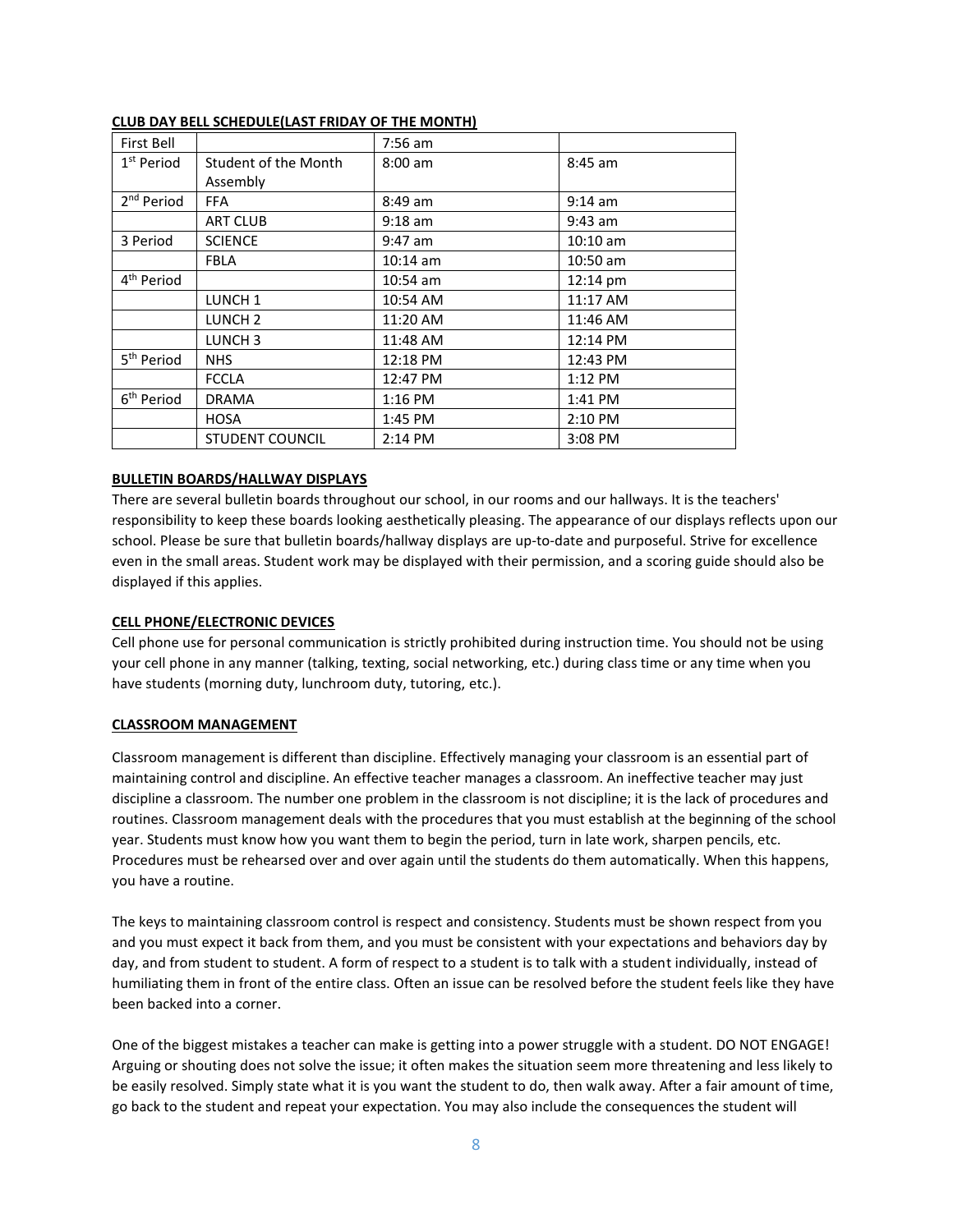**CLUB DAY BELL SCHEDULE(LAST FRIDAY OF THE MONTH)**

| | | | |
|---|---|---|---|
| First Bell | | 7:56 am | |
| 1st Period | Student of the Month Assembly | 8:00 am | 8:45 am |
| 2nd Period | FFA | 8:49 am | 9:14 am |
| | ART CLUB | 9:18 am | 9:43 am |
| 3 Period | SCIENCE | 9:47 am | 10:10 am |
| | FBLA | 10:14 am | 10:50 am |
| 4th Period | | 10:54 am | 12:14 pm |
| | LUNCH 1 | 10:54 AM | 11:17 AM |
| | LUNCH 2 | 11:20 AM | 11:46 AM |
| | LUNCH 3 | 11:48 AM | 12:14 PM |
| 5th Period | NHS | 12:18 PM | 12:43 PM |
| | FCCLA | 12:47 PM | 1:12 PM |
| 6th Period | DRAMA | 1:16 PM | 1:41 PM |
| | HOSA | 1:45 PM | 2:10 PM |
| | STUDENT COUNCIL | 2:14 PM | 3:08 PM |

**BULLETIN BOARDS/HALLWAY DISPLAYS**

There are several bulletin boards throughout our school, in our rooms and our hallways. It is the teachers' responsibility to keep these boards looking aesthetically pleasing. The appearance of our displays reflects upon our school. Please be sure that bulletin boards/hallway displays are up-to-date and purposeful. Strive for excellence even in the small areas. Student work may be displayed with their permission, and a scoring guide should also be displayed if this applies.

**CELL PHONE/ELECTRONIC DEVICES**

Cell phone use for personal communication is strictly prohibited during instruction time. You should not be using your cell phone in any manner (talking, texting, social networking, etc.) during class time or any time when you have students (morning duty, lunchroom duty, tutoring, etc.).

**CLASSROOM MANAGEMENT**

Classroom management is different than discipline. Effectively managing your classroom is an essential part of maintaining control and discipline. An effective teacher manages a classroom. An ineffective teacher may just discipline a classroom. The number one problem in the classroom is not discipline; it is the lack of procedures and routines. Classroom management deals with the procedures that you must establish at the beginning of the school year. Students must know how you want them to begin the period, turn in late work, sharpen pencils, etc. Procedures must be rehearsed over and over again until the students do them automatically. When this happens, you have a routine.

The keys to maintaining classroom control is respect and consistency. Students must be shown respect from you and you must expect it back from them, and you must be consistent with your expectations and behaviors day by day, and from student to student. A form of respect to a student is to talk with a student individually, instead of humiliating them in front of the entire class. Often an issue can be resolved before the student feels like they have been backed into a corner.

One of the biggest mistakes a teacher can make is getting into a power struggle with a student. DO NOT ENGAGE! Arguing or shouting does not solve the issue; it often makes the situation seem more threatening and less likely to be easily resolved. Simply state what it is you want the student to do, then walk away. After a fair amount of time, go back to the student and repeat your expectation. You may also include the consequences the student will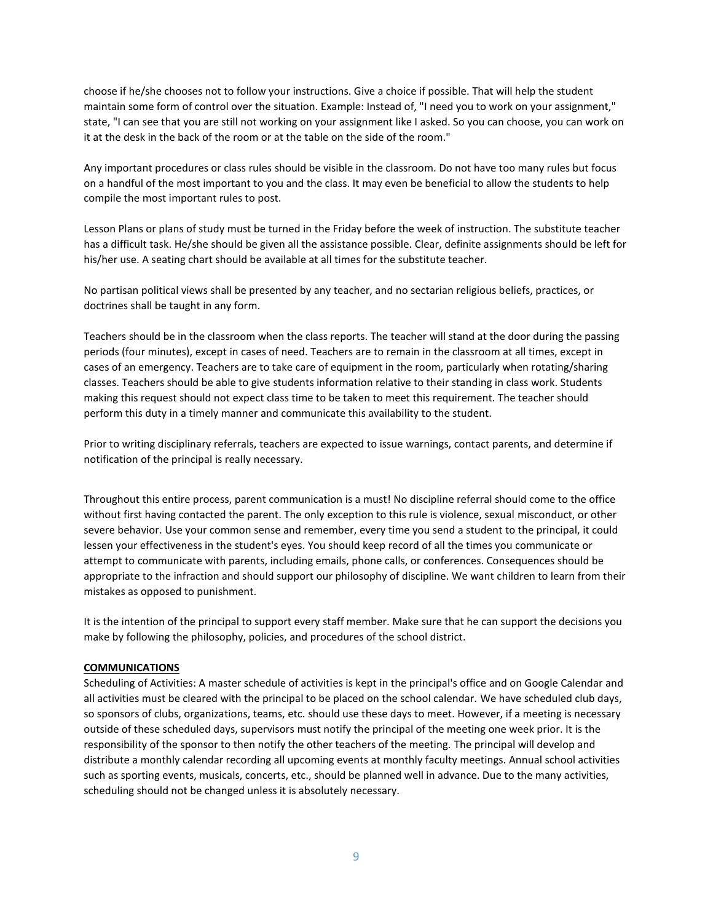choose if he/she chooses not to follow your instructions. Give a choice if possible. That will help the student maintain some form of control over the situation. Example: Instead of, "I need you to work on your assignment," state, "I can see that you are still not working on your assignment like I asked. So you can choose, you can work on it at the desk in the back of the room or at the table on the side of the room."

Any important procedures or class rules should be visible in the classroom. Do not have too many rules but focus on a handful of the most important to you and the class. It may even be beneficial to allow the students to help compile the most important rules to post.

Lesson Plans or plans of study must be turned in the Friday before the week of instruction. The substitute teacher has a difficult task. He/she should be given all the assistance possible. Clear, definite assignments should be left for his/her use. A seating chart should be available at all times for the substitute teacher.

No partisan political views shall be presented by any teacher, and no sectarian religious beliefs, practices, or doctrines shall be taught in any form.

Teachers should be in the classroom when the class reports. The teacher will stand at the door during the passing periods (four minutes), except in cases of need. Teachers are to remain in the classroom at all times, except in cases of an emergency. Teachers are to take care of equipment in the room, particularly when rotating/sharing classes. Teachers should be able to give students information relative to their standing in class work. Students making this request should not expect class time to be taken to meet this requirement. The teacher should perform this duty in a timely manner and communicate this availability to the student.

Prior to writing disciplinary referrals, teachers are expected to issue warnings, contact parents, and determine if notification of the principal is really necessary.

Throughout this entire process, parent communication is a must! No discipline referral should come to the office without first having contacted the parent. The only exception to this rule is violence, sexual misconduct, or other severe behavior. Use your common sense and remember, every time you send a student to the principal, it could lessen your effectiveness in the student's eyes. You should keep record of all the times you communicate or attempt to communicate with parents, including emails, phone calls, or conferences. Consequences should be appropriate to the infraction and should support our philosophy of discipline. We want children to learn from their mistakes as opposed to punishment.

It is the intention of the principal to support every staff member. Make sure that he can support the decisions you make by following the philosophy, policies, and procedures of the school district.

**COMMUNICATIONS**

Scheduling of Activities: A master schedule of activities is kept in the principal's office and on Google Calendar and all activities must be cleared with the principal to be placed on the school calendar. We have scheduled club days, so sponsors of clubs, organizations, teams, etc. should use these days to meet. However, if a meeting is necessary outside of these scheduled days, supervisors must notify the principal of the meeting one week prior. It is the responsibility of the sponsor to then notify the other teachers of the meeting. The principal will develop and distribute a monthly calendar recording all upcoming events at monthly faculty meetings. Annual school activities such as sporting events, musicals, concerts, etc., should be planned well in advance. Due to the many activities, scheduling should not be changed unless it is absolutely necessary.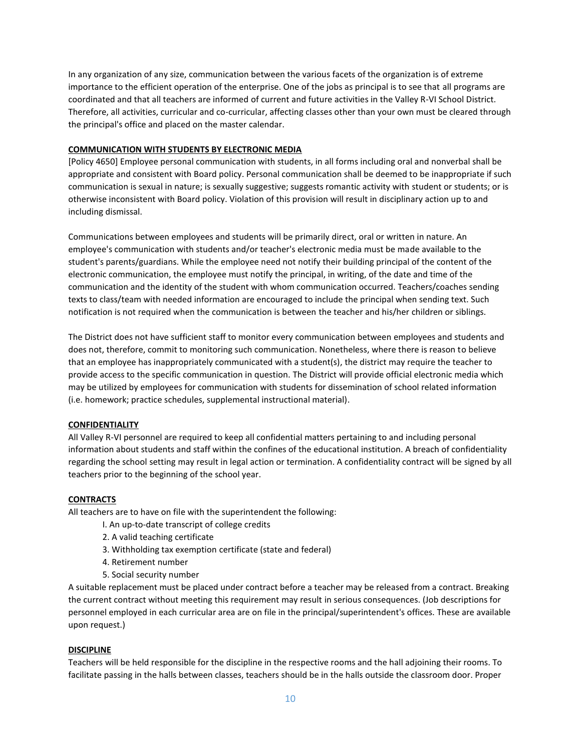In any organization of any size, communication between the various facets of the organization is of extreme importance to the efficient operation of the enterprise. One of the jobs as principal is to see that all programs are coordinated and that all teachers are informed of current and future activities in the Valley R-VI School District. Therefore, all activities, curricular and co-curricular, affecting classes other than your own must be cleared through the principal's office and placed on the master calendar.

## COMMUNICATION WITH STUDENTS BY ELECTRONIC MEDIA

[Policy 4650] Employee personal communication with students, in all forms including oral and nonverbal shall be appropriate and consistent with Board policy. Personal communication shall be deemed to be inappropriate if such communication is sexual in nature; is sexually suggestive; suggests romantic activity with student or students; or is otherwise inconsistent with Board policy. Violation of this provision will result in disciplinary action up to and including dismissal.

Communications between employees and students will be primarily direct, oral or written in nature. An employee's communication with students and/or teacher's electronic media must be made available to the student's parents/guardians. While the employee need not notify their building principal of the content of the electronic communication, the employee must notify the principal, in writing, of the date and time of the communication and the identity of the student with whom communication occurred. Teachers/coaches sending texts to class/team with needed information are encouraged to include the principal when sending text. Such notification is not required when the communication is between the teacher and his/her children or siblings.

The District does not have sufficient staff to monitor every communication between employees and students and does not, therefore, commit to monitoring such communication. Nonetheless, where there is reason to believe that an employee has inappropriately communicated with a student(s), the district may require the teacher to provide access to the specific communication in question. The District will provide official electronic media which may be utilized by employees for communication with students for dissemination of school related information (i.e. homework; practice schedules, supplemental instructional material).

## CONFIDENTIALITY

All Valley R-VI personnel are required to keep all confidential matters pertaining to and including personal information about students and staff within the confines of the educational institution. A breach of confidentiality regarding the school setting may result in legal action or termination. A confidentiality contract will be signed by all teachers prior to the beginning of the school year.

## CONTRACTS

All teachers are to have on file with the superintendent the following:

I. An up-to-date transcript of college credits
2. A valid teaching certificate
3. Withholding tax exemption certificate (state and federal)
4. Retirement number
5. Social security number

A suitable replacement must be placed under contract before a teacher may be released from a contract. Breaking the current contract without meeting this requirement may result in serious consequences. (Job descriptions for personnel employed in each curricular area are on file in the principal/superintendent's offices. These are available upon request.)

## DISCIPLINE

Teachers will be held responsible for the discipline in the respective rooms and the hall adjoining their rooms. To facilitate passing in the halls between classes, teachers should be in the halls outside the classroom door. Proper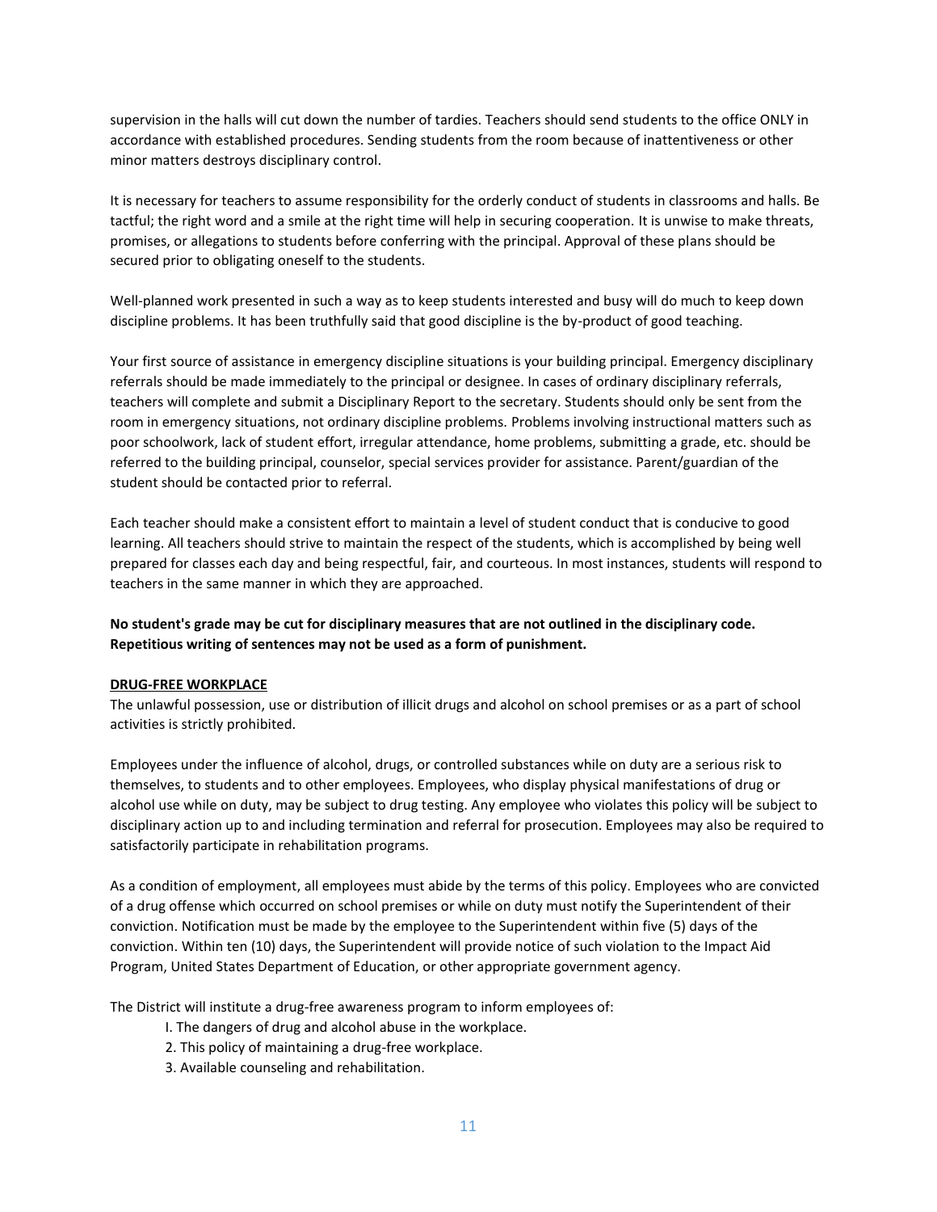supervision in the halls will cut down the number of tardies. Teachers should send students to the office ONLY in accordance with established procedures. Sending students from the room because of inattentiveness or other minor matters destroys disciplinary control.

It is necessary for teachers to assume responsibility for the orderly conduct of students in classrooms and halls. Be tactful; the right word and a smile at the right time will help in securing cooperation. It is unwise to make threats, promises, or allegations to students before conferring with the principal. Approval of these plans should be secured prior to obligating oneself to the students.

Well-planned work presented in such a way as to keep students interested and busy will do much to keep down discipline problems. It has been truthfully said that good discipline is the by-product of good teaching.

Your first source of assistance in emergency discipline situations is your building principal. Emergency disciplinary referrals should be made immediately to the principal or designee. In cases of ordinary disciplinary referrals, teachers will complete and submit a Disciplinary Report to the secretary. Students should only be sent from the room in emergency situations, not ordinary discipline problems. Problems involving instructional matters such as poor schoolwork, lack of student effort, irregular attendance, home problems, submitting a grade, etc. should be referred to the building principal, counselor, special services provider for assistance. Parent/guardian of the student should be contacted prior to referral.

Each teacher should make a consistent effort to maintain a level of student conduct that is conducive to good learning. All teachers should strive to maintain the respect of the students, which is accomplished by being well prepared for classes each day and being respectful, fair, and courteous. In most instances, students will respond to teachers in the same manner in which they are approached.

**No student's grade may be cut for disciplinary measures that are not outlined in the disciplinary code. Repetitious writing of sentences may not be used as a form of punishment.**

**DRUG-FREE WORKPLACE**

The unlawful possession, use or distribution of illicit drugs and alcohol on school premises or as a part of school activities is strictly prohibited.

Employees under the influence of alcohol, drugs, or controlled substances while on duty are a serious risk to themselves, to students and to other employees. Employees, who display physical manifestations of drug or alcohol use while on duty, may be subject to drug testing. Any employee who violates this policy will be subject to disciplinary action up to and including termination and referral for prosecution. Employees may also be required to satisfactorily participate in rehabilitation programs.

As a condition of employment, all employees must abide by the terms of this policy. Employees who are convicted of a drug offense which occurred on school premises or while on duty must notify the Superintendent of their conviction. Notification must be made by the employee to the Superintendent within five (5) days of the conviction. Within ten (10) days, the Superintendent will provide notice of such violation to the Impact Aid Program, United States Department of Education, or other appropriate government agency.

The District will institute a drug-free awareness program to inform employees of:

I. The dangers of drug and alcohol abuse in the workplace.
2. This policy of maintaining a drug-free workplace.
3. Available counseling and rehabilitation.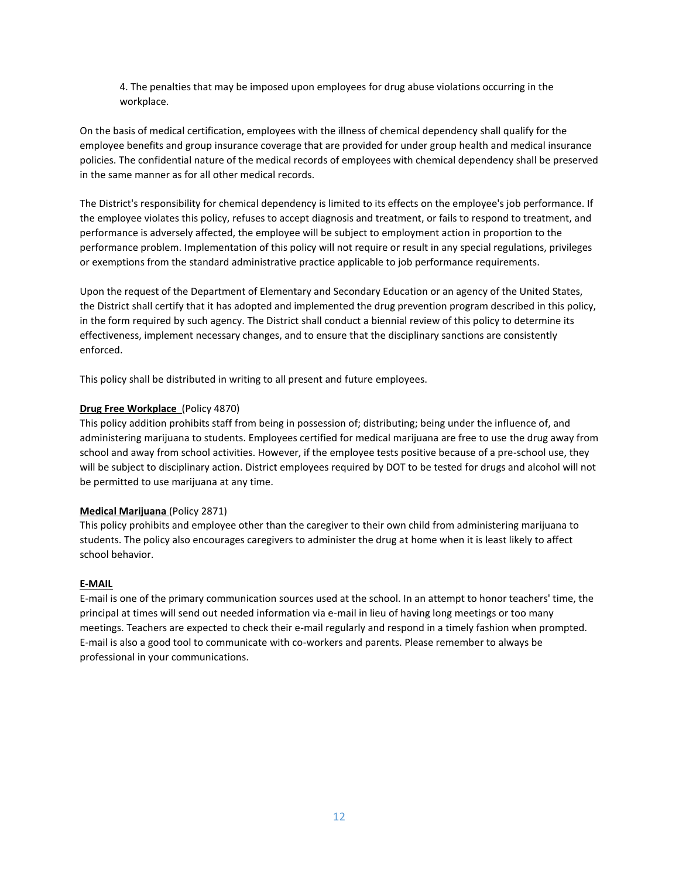4. The penalties that may be imposed upon employees for drug abuse violations occurring in the workplace.

On the basis of medical certification, employees with the illness of chemical dependency shall qualify for the employee benefits and group insurance coverage that are provided for under group health and medical insurance policies. The confidential nature of the medical records of employees with chemical dependency shall be preserved in the same manner as for all other medical records.

The District's responsibility for chemical dependency is limited to its effects on the employee's job performance. If the employee violates this policy, refuses to accept diagnosis and treatment, or fails to respond to treatment, and performance is adversely affected, the employee will be subject to employment action in proportion to the performance problem. Implementation of this policy will not require or result in any special regulations, privileges or exemptions from the standard administrative practice applicable to job performance requirements.

Upon the request of the Department of Elementary and Secondary Education or an agency of the United States, the District shall certify that it has adopted and implemented the drug prevention program described in this policy, in the form required by such agency. The District shall conduct a biennial review of this policy to determine its effectiveness, implement necessary changes, and to ensure that the disciplinary sanctions are consistently enforced.

This policy shall be distributed in writing to all present and future employees.

**Drug Free Workplace** (Policy 4870)
This policy addition prohibits staff from being in possession of; distributing; being under the influence of, and administering marijuana to students. Employees certified for medical marijuana are free to use the drug away from school and away from school activities. However, if the employee tests positive because of a pre-school use, they will be subject to disciplinary action. District employees required by DOT to be tested for drugs and alcohol will not be permitted to use marijuana at any time.

**Medical Marijuana** (Policy 2871)
This policy prohibits and employee other than the caregiver to their own child from administering marijuana to students. The policy also encourages caregivers to administer the drug at home when it is least likely to affect school behavior.

**E-MAIL**
E-mail is one of the primary communication sources used at the school. In an attempt to honor teachers' time, the principal at times will send out needed information via e-mail in lieu of having long meetings or too many meetings. Teachers are expected to check their e-mail regularly and respond in a timely fashion when prompted. E-mail is also a good tool to communicate with co-workers and parents. Please remember to always be professional in your communications.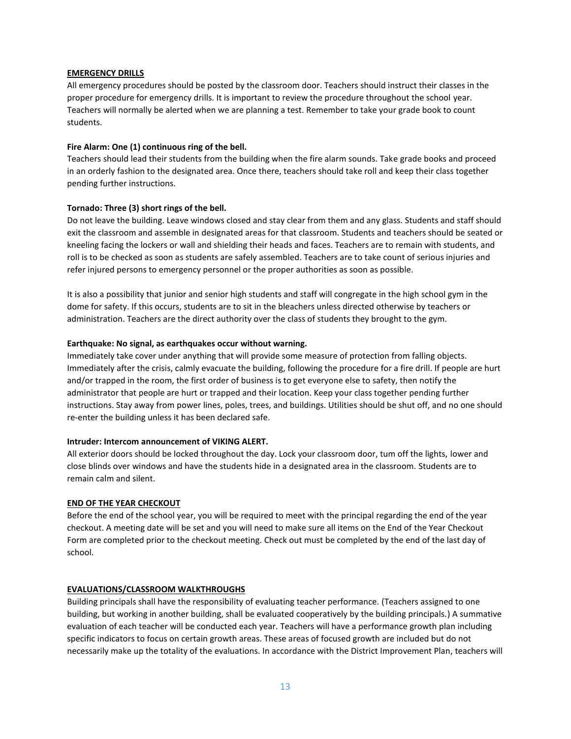## EMERGENCY DRILLS

All emergency procedures should be posted by the classroom door. Teachers should instruct their classes in the proper procedure for emergency drills. It is important to review the procedure throughout the school year. Teachers will normally be alerted when we are planning a test. Remember to take your grade book to count students.

**Fire Alarm: One (1) continuous ring of the bell.**

Teachers should lead their students from the building when the fire alarm sounds. Take grade books and proceed in an orderly fashion to the designated area. Once there, teachers should take roll and keep their class together pending further instructions.

**Tornado: Three (3) short rings of the bell.**

Do not leave the building. Leave windows closed and stay clear from them and any glass. Students and staff should exit the classroom and assemble in designated areas for that classroom. Students and teachers should be seated or kneeling facing the lockers or wall and shielding their heads and faces. Teachers are to remain with students, and roll is to be checked as soon as students are safely assembled. Teachers are to take count of serious injuries and refer injured persons to emergency personnel or the proper authorities as soon as possible.

It is also a possibility that junior and senior high students and staff will congregate in the high school gym in the dome for safety. If this occurs, students are to sit in the bleachers unless directed otherwise by teachers or administration. Teachers are the direct authority over the class of students they brought to the gym.

**Earthquake: No signal, as earthquakes occur without warning.**

Immediately take cover under anything that will provide some measure of protection from falling objects. Immediately after the crisis, calmly evacuate the building, following the procedure for a fire drill. If people are hurt and/or trapped in the room, the first order of business is to get everyone else to safety, then notify the administrator that people are hurt or trapped and their location. Keep your class together pending further instructions. Stay away from power lines, poles, trees, and buildings. Utilities should be shut off, and no one should re-enter the building unless it has been declared safe.

**Intruder: Intercom announcement of VIKING ALERT.**

All exterior doors should be locked throughout the day. Lock your classroom door, tum off the lights, lower and close blinds over windows and have the students hide in a designated area in the classroom. Students are to remain calm and silent.

## END OF THE YEAR CHECKOUT

Before the end of the school year, you will be required to meet with the principal regarding the end of the year checkout. A meeting date will be set and you will need to make sure all items on the End of the Year Checkout Form are completed prior to the checkout meeting. Check out must be completed by the end of the last day of school.

## EVALUATIONS/CLASSROOM WALKTHROUGHS

Building principals shall have the responsibility of evaluating teacher performance. (Teachers assigned to one building, but working in another building, shall be evaluated cooperatively by the building principals.) A summative evaluation of each teacher will be conducted each year. Teachers will have a performance growth plan including specific indicators to focus on certain growth areas. These areas of focused growth are included but do not necessarily make up the totality of the evaluations. In accordance with the District Improvement Plan, teachers will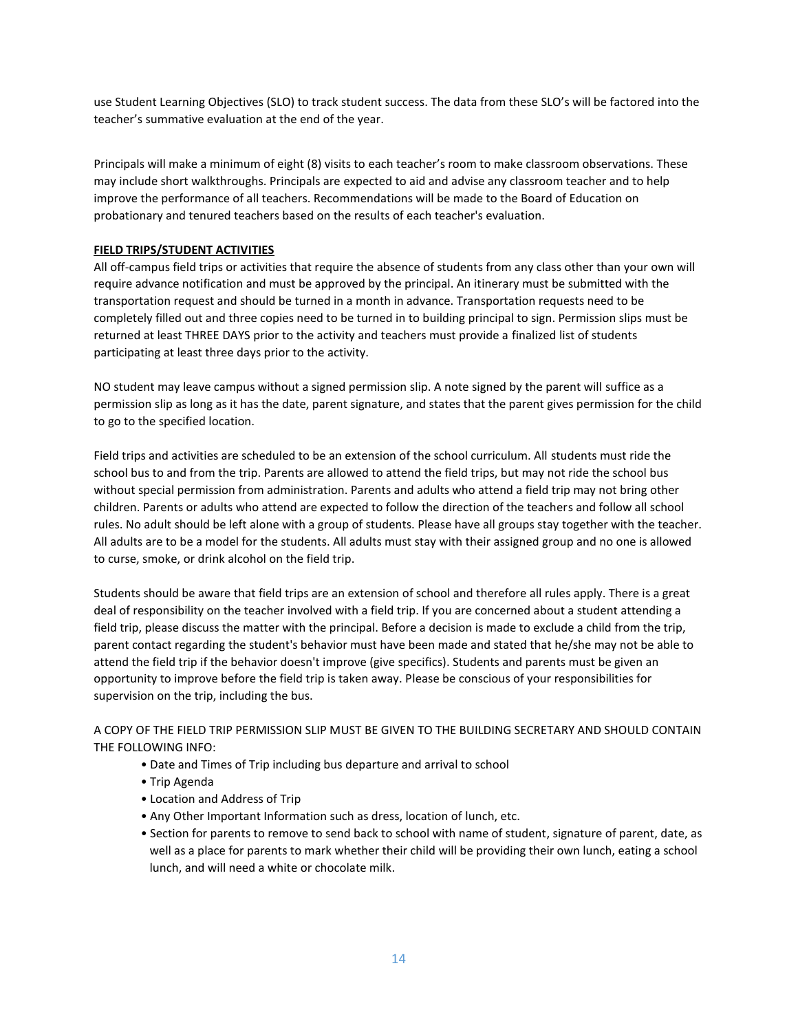use Student Learning Objectives (SLO) to track student success. The data from these SLO's will be factored into the teacher's summative evaluation at the end of the year.

Principals will make a minimum of eight (8) visits to each teacher's room to make classroom observations. These may include short walkthroughs. Principals are expected to aid and advise any classroom teacher and to help improve the performance of all teachers. Recommendations will be made to the Board of Education on probationary and tenured teachers based on the results of each teacher's evaluation.

**FIELD TRIPS/STUDENT ACTIVITIES**

All off-campus field trips or activities that require the absence of students from any class other than your own will require advance notification and must be approved by the principal. An itinerary must be submitted with the transportation request and should be turned in a month in advance. Transportation requests need to be completely filled out and three copies need to be turned in to building principal to sign. Permission slips must be returned at least THREE DAYS prior to the activity and teachers must provide a finalized list of students participating at least three days prior to the activity.

NO student may leave campus without a signed permission slip. A note signed by the parent will suffice as a permission slip as long as it has the date, parent signature, and states that the parent gives permission for the child to go to the specified location.

Field trips and activities are scheduled to be an extension of the school curriculum. All students must ride the school bus to and from the trip. Parents are allowed to attend the field trips, but may not ride the school bus without special permission from administration. Parents and adults who attend a field trip may not bring other children. Parents or adults who attend are expected to follow the direction of the teachers and follow all school rules. No adult should be left alone with a group of students. Please have all groups stay together with the teacher. All adults are to be a model for the students. All adults must stay with their assigned group and no one is allowed to curse, smoke, or drink alcohol on the field trip.

Students should be aware that field trips are an extension of school and therefore all rules apply. There is a great deal of responsibility on the teacher involved with a field trip. If you are concerned about a student attending a field trip, please discuss the matter with the principal. Before a decision is made to exclude a child from the trip, parent contact regarding the student's behavior must have been made and stated that he/she may not be able to attend the field trip if the behavior doesn't improve (give specifics). Students and parents must be given an opportunity to improve before the field trip is taken away. Please be conscious of your responsibilities for supervision on the trip, including the bus.

A COPY OF THE FIELD TRIP PERMISSION SLIP MUST BE GIVEN TO THE BUILDING SECRETARY AND SHOULD CONTAIN THE FOLLOWING INFO:

- Date and Times of Trip including bus departure and arrival to school
- Trip Agenda
- Location and Address of Trip
- Any Other Important Information such as dress, location of lunch, etc.
- Section for parents to remove to send back to school with name of student, signature of parent, date, as well as a place for parents to mark whether their child will be providing their own lunch, eating a school lunch, and will need a white or chocolate milk.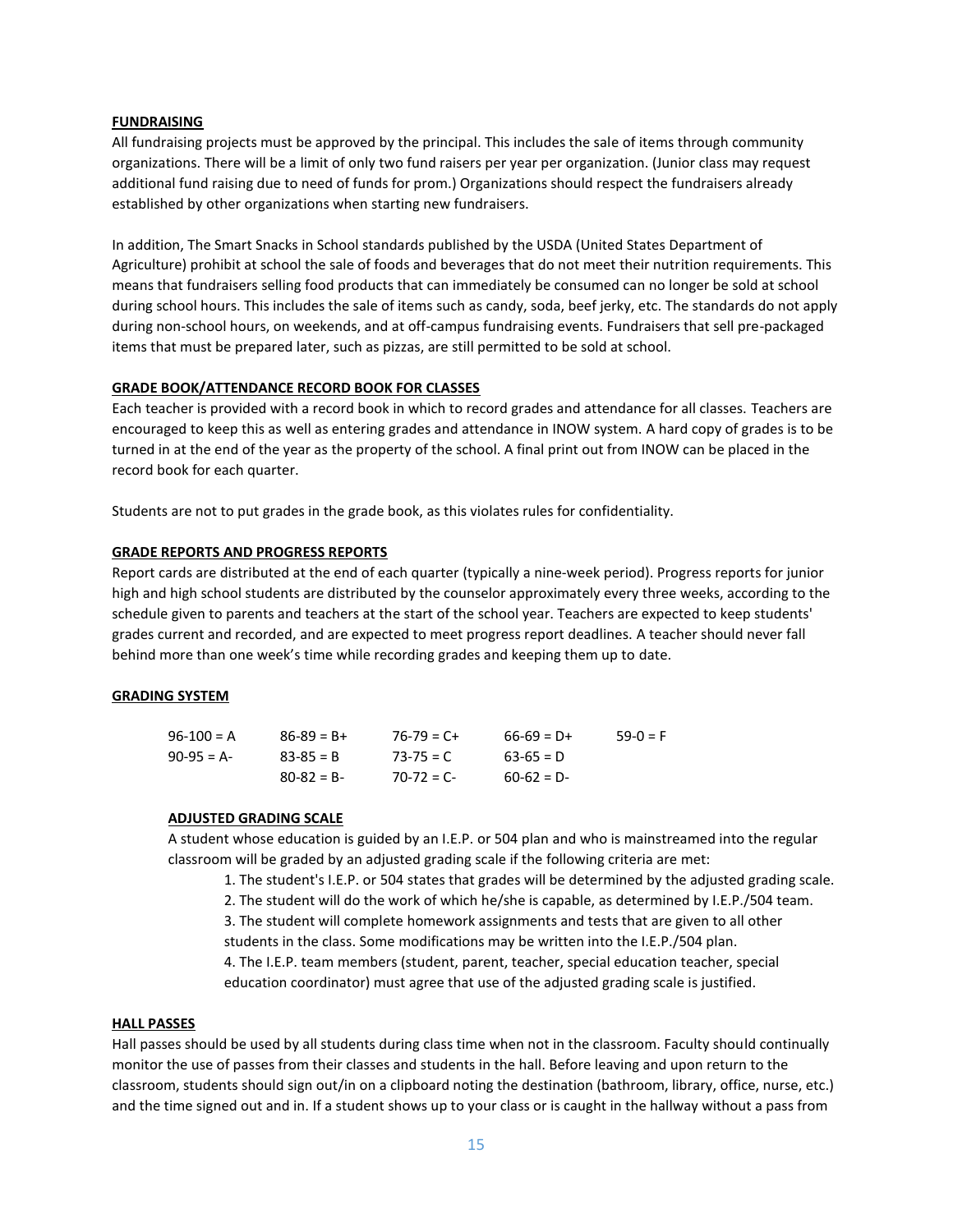**FUNDRAISING**

All fundraising projects must be approved by the principal. This includes the sale of items through community organizations. There will be a limit of only two fund raisers per year per organization. (Junior class may request additional fund raising due to need of funds for prom.) Organizations should respect the fundraisers already established by other organizations when starting new fundraisers.

In addition, The Smart Snacks in School standards published by the USDA (United States Department of Agriculture) prohibit at school the sale of foods and beverages that do not meet their nutrition requirements. This means that fundraisers selling food products that can immediately be consumed can no longer be sold at school during school hours. This includes the sale of items such as candy, soda, beef jerky, etc. The standards do not apply during non-school hours, on weekends, and at off-campus fundraising events. Fundraisers that sell pre-packaged items that must be prepared later, such as pizzas, are still permitted to be sold at school.

**GRADE BOOK/ATTENDANCE RECORD BOOK FOR CLASSES**

Each teacher is provided with a record book in which to record grades and attendance for all classes. Teachers are encouraged to keep this as well as entering grades and attendance in INOW system. A hard copy of grades is to be turned in at the end of the year as the property of the school. A final print out from INOW can be placed in the record book for each quarter.

Students are not to put grades in the grade book, as this violates rules for confidentiality.

**GRADE REPORTS AND PROGRESS REPORTS**

Report cards are distributed at the end of each quarter (typically a nine-week period). Progress reports for junior high and high school students are distributed by the counselor approximately every three weeks, according to the schedule given to parents and teachers at the start of the school year. Teachers are expected to keep students' grades current and recorded, and are expected to meet progress report deadlines. A teacher should never fall behind more than one week's time while recording grades and keeping them up to date.

**GRADING SYSTEM**

| | | | | |
|---|---|---|---|---|
| 96-100 = A | 86-89 = B+ | 76-79 = C+ | 66-69 = D+ | 59-0 = F |
| 90-95 = A- | 83-85 = B | 73-75 = C | 63-65 = D | |
| | 80-82 = B- | 70-72 = C- | 60-62 = D- | |

**ADJUSTED GRADING SCALE**

A student whose education is guided by an I.E.P. or 504 plan and who is mainstreamed into the regular classroom will be graded by an adjusted grading scale if the following criteria are met:

1. The student's I.E.P. or 504 states that grades will be determined by the adjusted grading scale.
2. The student will do the work of which he/she is capable, as determined by I.E.P./504 team.
3. The student will complete homework assignments and tests that are given to all other students in the class. Some modifications may be written into the I.E.P./504 plan.
4. The I.E.P. team members (student, parent, teacher, special education teacher, special education coordinator) must agree that use of the adjusted grading scale is justified.

**HALL PASSES**

Hall passes should be used by all students during class time when not in the classroom. Faculty should continually monitor the use of passes from their classes and students in the hall. Before leaving and upon return to the classroom, students should sign out/in on a clipboard noting the destination (bathroom, library, office, nurse, etc.) and the time signed out and in. If a student shows up to your class or is caught in the hallway without a pass from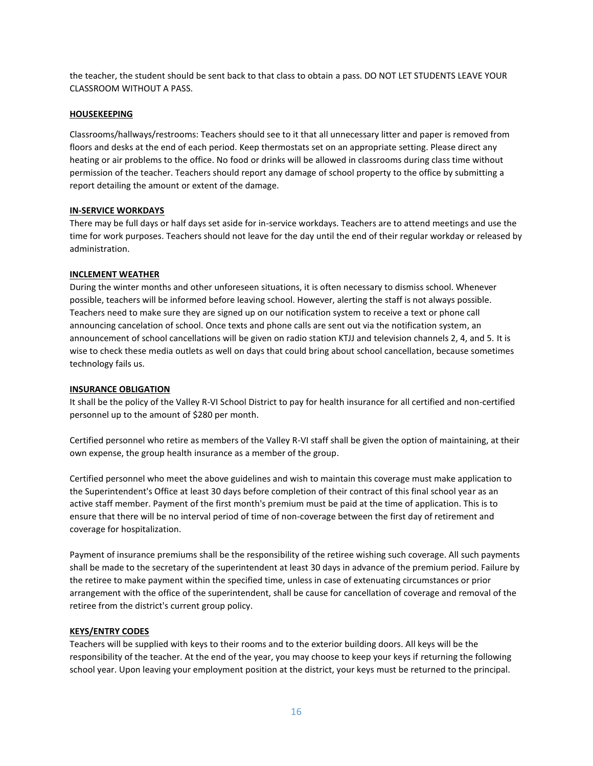the teacher, the student should be sent back to that class to obtain a pass. DO NOT LET STUDENTS LEAVE YOUR CLASSROOM WITHOUT A PASS.

## HOUSEKEEPING

Classrooms/hallways/restrooms: Teachers should see to it that all unnecessary litter and paper is removed from floors and desks at the end of each period. Keep thermostats set on an appropriate setting. Please direct any heating or air problems to the office. No food or drinks will be allowed in classrooms during class time without permission of the teacher. Teachers should report any damage of school property to the office by submitting a report detailing the amount or extent of the damage.

## IN-SERVICE WORKDAYS

There may be full days or half days set aside for in-service workdays. Teachers are to attend meetings and use the time for work purposes. Teachers should not leave for the day until the end of their regular workday or released by administration.

## INCLEMENT WEATHER

During the winter months and other unforeseen situations, it is often necessary to dismiss school. Whenever possible, teachers will be informed before leaving school. However, alerting the staff is not always possible. Teachers need to make sure they are signed up on our notification system to receive a text or phone call announcing cancelation of school. Once texts and phone calls are sent out via the notification system, an announcement of school cancellations will be given on radio station KTJJ and television channels 2, 4, and 5. It is wise to check these media outlets as well on days that could bring about school cancellation, because sometimes technology fails us.

## INSURANCE OBLIGATION

It shall be the policy of the Valley R-VI School District to pay for health insurance for all certified and non-certified personnel up to the amount of $280 per month.

Certified personnel who retire as members of the Valley R-VI staff shall be given the option of maintaining, at their own expense, the group health insurance as a member of the group.

Certified personnel who meet the above guidelines and wish to maintain this coverage must make application to the Superintendent's Office at least 30 days before completion of their contract of this final school year as an active staff member. Payment of the first month's premium must be paid at the time of application. This is to ensure that there will be no interval period of time of non-coverage between the first day of retirement and coverage for hospitalization.

Payment of insurance premiums shall be the responsibility of the retiree wishing such coverage. All such payments shall be made to the secretary of the superintendent at least 30 days in advance of the premium period. Failure by the retiree to make payment within the specified time, unless in case of extenuating circumstances or prior arrangement with the office of the superintendent, shall be cause for cancellation of coverage and removal of the retiree from the district's current group policy.

## KEYS/ENTRY CODES

Teachers will be supplied with keys to their rooms and to the exterior building doors. All keys will be the responsibility of the teacher. At the end of the year, you may choose to keep your keys if returning the following school year. Upon leaving your employment position at the district, your keys must be returned to the principal.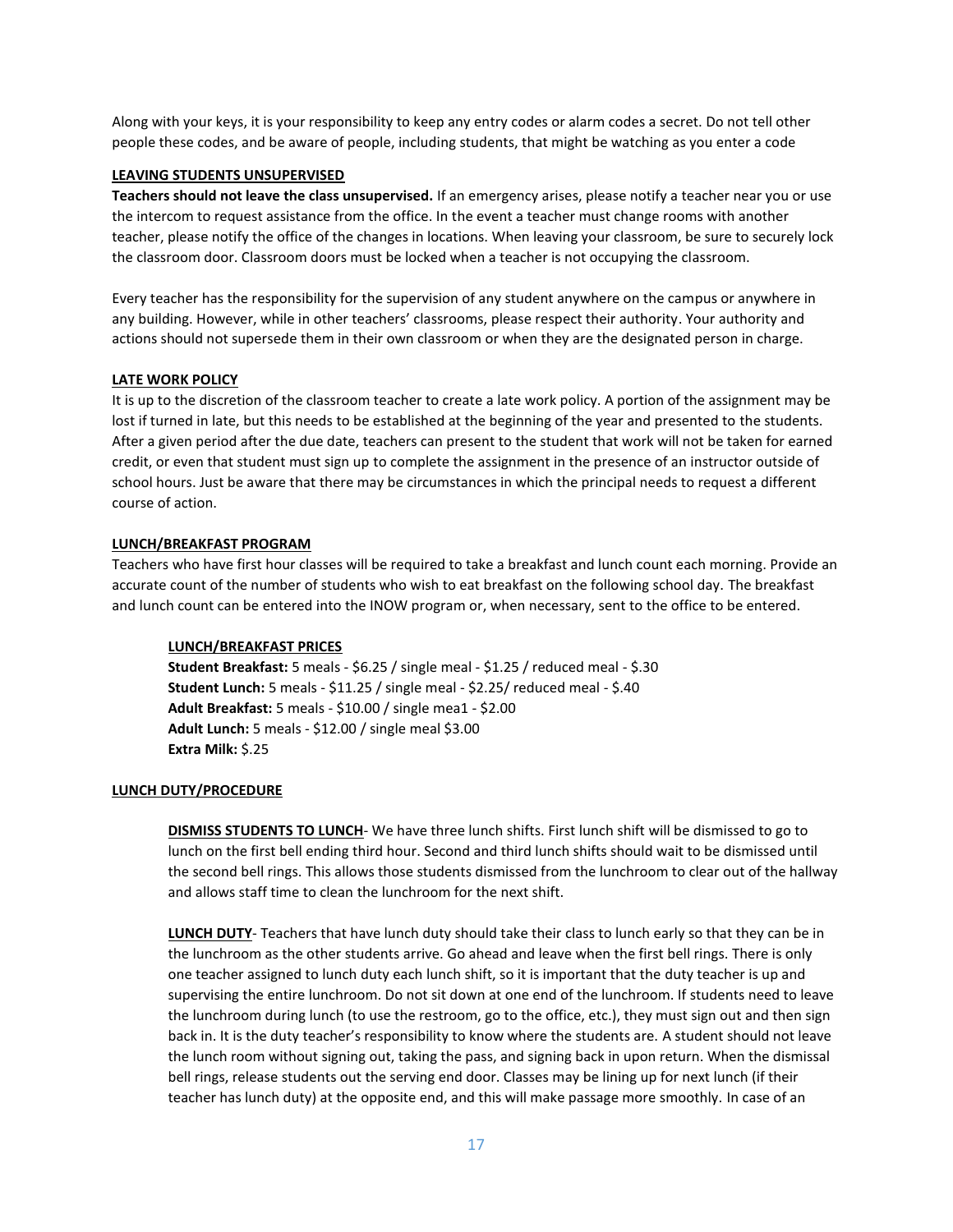Along with your keys, it is your responsibility to keep any entry codes or alarm codes a secret. Do not tell other people these codes, and be aware of people, including students, that might be watching as you enter a code

## LEAVING STUDENTS UNSUPERVISED

**Teachers should not leave the class unsupervised.** If an emergency arises, please notify a teacher near you or use the intercom to request assistance from the office. In the event a teacher must change rooms with another teacher, please notify the office of the changes in locations. When leaving your classroom, be sure to securely lock the classroom door. Classroom doors must be locked when a teacher is not occupying the classroom.

Every teacher has the responsibility for the supervision of any student anywhere on the campus or anywhere in any building. However, while in other teachers' classrooms, please respect their authority. Your authority and actions should not supersede them in their own classroom or when they are the designated person in charge.

## LATE WORK POLICY

It is up to the discretion of the classroom teacher to create a late work policy. A portion of the assignment may be lost if turned in late, but this needs to be established at the beginning of the year and presented to the students. After a given period after the due date, teachers can present to the student that work will not be taken for earned credit, or even that student must sign up to complete the assignment in the presence of an instructor outside of school hours. Just be aware that there may be circumstances in which the principal needs to request a different course of action.

## LUNCH/BREAKFAST PROGRAM

Teachers who have first hour classes will be required to take a breakfast and lunch count each morning. Provide an accurate count of the number of students who wish to eat breakfast on the following school day. The breakfast and lunch count can be entered into the INOW program or, when necessary, sent to the office to be entered.

### LUNCH/BREAKFAST PRICES

**Student Breakfast:** 5 meals - $6.25 / single meal - $1.25 / reduced meal - $.30
**Student Lunch:** 5 meals - $11.25 / single meal - $2.25/ reduced meal - $.40
**Adult Breakfast:** 5 meals - $10.00 / single mea1 - $2.00
**Adult Lunch:** 5 meals - $12.00 / single meal $3.00
**Extra Milk:** $.25

## LUNCH DUTY/PROCEDURE

**DISMISS STUDENTS TO LUNCH**- We have three lunch shifts. First lunch shift will be dismissed to go to lunch on the first bell ending third hour. Second and third lunch shifts should wait to be dismissed until the second bell rings. This allows those students dismissed from the lunchroom to clear out of the hallway and allows staff time to clean the lunchroom for the next shift.

**LUNCH DUTY**- Teachers that have lunch duty should take their class to lunch early so that they can be in the lunchroom as the other students arrive. Go ahead and leave when the first bell rings. There is only one teacher assigned to lunch duty each lunch shift, so it is important that the duty teacher is up and supervising the entire lunchroom. Do not sit down at one end of the lunchroom. If students need to leave the lunchroom during lunch (to use the restroom, go to the office, etc.), they must sign out and then sign back in. It is the duty teacher's responsibility to know where the students are. A student should not leave the lunch room without signing out, taking the pass, and signing back in upon return. When the dismissal bell rings, release students out the serving end door. Classes may be lining up for next lunch (if their teacher has lunch duty) at the opposite end, and this will make passage more smoothly. In case of an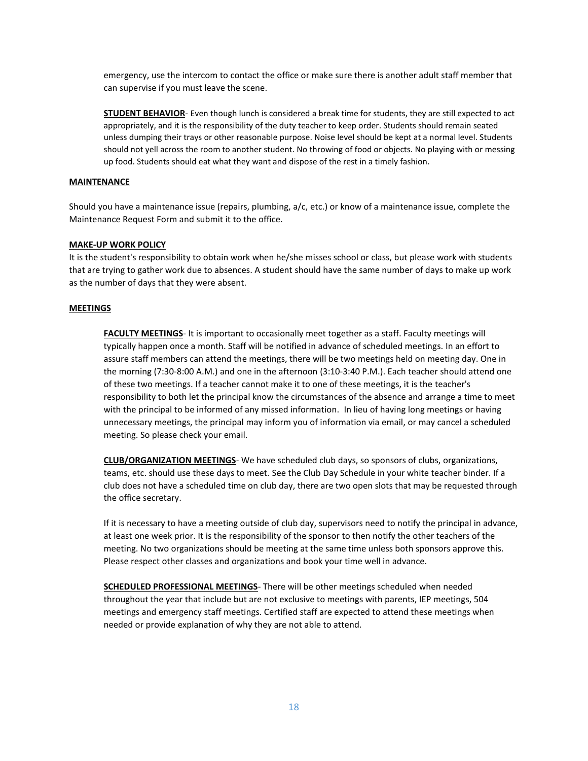emergency, use the intercom to contact the office or make sure there is another adult staff member that can supervise if you must leave the scene.

**STUDENT BEHAVIOR**- Even though lunch is considered a break time for students, they are still expected to act appropriately, and it is the responsibility of the duty teacher to keep order. Students should remain seated unless dumping their trays or other reasonable purpose. Noise level should be kept at a normal level. Students should not yell across the room to another student. No throwing of food or objects. No playing with or messing up food. Students should eat what they want and dispose of the rest in a timely fashion.

**MAINTENANCE**

Should you have a maintenance issue (repairs, plumbing, a/c, etc.) or know of a maintenance issue, complete the Maintenance Request Form and submit it to the office.

**MAKE-UP WORK POLICY**

It is the student's responsibility to obtain work when he/she misses school or class, but please work with students that are trying to gather work due to absences. A student should have the same number of days to make up work as the number of days that they were absent.

**MEETINGS**

**FACULTY MEETINGS**- It is important to occasionally meet together as a staff. Faculty meetings will typically happen once a month. Staff will be notified in advance of scheduled meetings. In an effort to assure staff members can attend the meetings, there will be two meetings held on meeting day. One in the morning (7:30-8:00 A.M.) and one in the afternoon (3:10-3:40 P.M.). Each teacher should attend one of these two meetings. If a teacher cannot make it to one of these meetings, it is the teacher's responsibility to both let the principal know the circumstances of the absence and arrange a time to meet with the principal to be informed of any missed information. In lieu of having long meetings or having unnecessary meetings, the principal may inform you of information via email, or may cancel a scheduled meeting. So please check your email.

**CLUB/ORGANIZATION MEETINGS**- We have scheduled club days, so sponsors of clubs, organizations, teams, etc. should use these days to meet. See the Club Day Schedule in your white teacher binder. If a club does not have a scheduled time on club day, there are two open slots that may be requested through the office secretary.

If it is necessary to have a meeting outside of club day, supervisors need to notify the principal in advance, at least one week prior. It is the responsibility of the sponsor to then notify the other teachers of the meeting. No two organizations should be meeting at the same time unless both sponsors approve this. Please respect other classes and organizations and book your time well in advance.

**SCHEDULED PROFESSIONAL MEETINGS**- There will be other meetings scheduled when needed throughout the year that include but are not exclusive to meetings with parents, IEP meetings, 504 meetings and emergency staff meetings. Certified staff are expected to attend these meetings when needed or provide explanation of why they are not able to attend.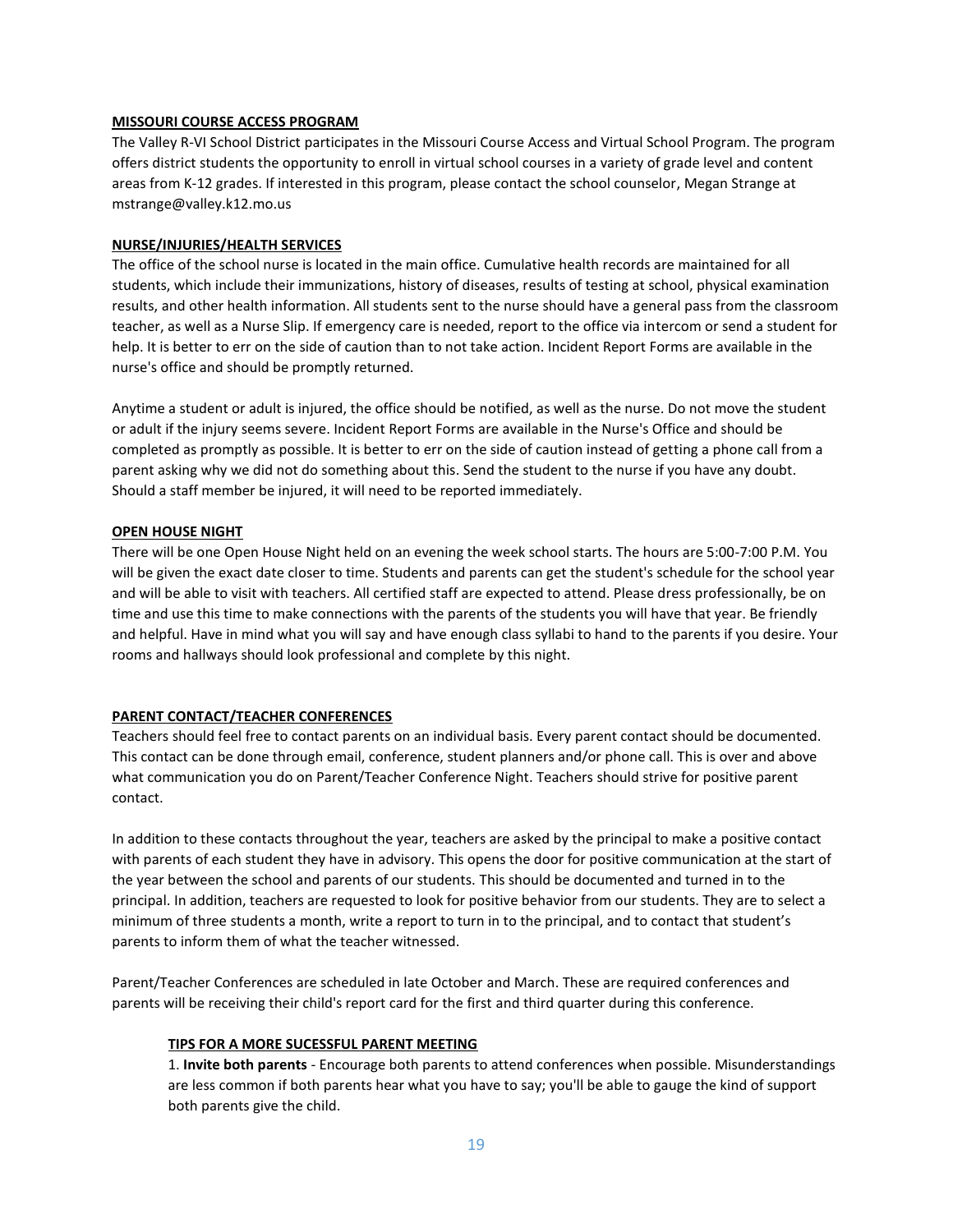**MISSOURI COURSE ACCESS PROGRAM**

The Valley R-VI School District participates in the Missouri Course Access and Virtual School Program. The program offers district students the opportunity to enroll in virtual school courses in a variety of grade level and content areas from K-12 grades. If interested in this program, please contact the school counselor, Megan Strange at mstrange@valley.k12.mo.us

**NURSE/INJURIES/HEALTH SERVICES**

The office of the school nurse is located in the main office. Cumulative health records are maintained for all students, which include their immunizations, history of diseases, results of testing at school, physical examination results, and other health information. All students sent to the nurse should have a general pass from the classroom teacher, as well as a Nurse Slip. If emergency care is needed, report to the office via intercom or send a student for help. It is better to err on the side of caution than to not take action. Incident Report Forms are available in the nurse's office and should be promptly returned.

Anytime a student or adult is injured, the office should be notified, as well as the nurse. Do not move the student or adult if the injury seems severe. Incident Report Forms are available in the Nurse's Office and should be completed as promptly as possible. It is better to err on the side of caution instead of getting a phone call from a parent asking why we did not do something about this. Send the student to the nurse if you have any doubt. Should a staff member be injured, it will need to be reported immediately.

**OPEN HOUSE NIGHT**

There will be one Open House Night held on an evening the week school starts. The hours are 5:00-7:00 P.M. You will be given the exact date closer to time. Students and parents can get the student's schedule for the school year and will be able to visit with teachers. All certified staff are expected to attend. Please dress professionally, be on time and use this time to make connections with the parents of the students you will have that year. Be friendly and helpful. Have in mind what you will say and have enough class syllabi to hand to the parents if you desire. Your rooms and hallways should look professional and complete by this night.

**PARENT CONTACT/TEACHER CONFERENCES**

Teachers should feel free to contact parents on an individual basis. Every parent contact should be documented. This contact can be done through email, conference, student planners and/or phone call. This is over and above what communication you do on Parent/Teacher Conference Night. Teachers should strive for positive parent contact.

In addition to these contacts throughout the year, teachers are asked by the principal to make a positive contact with parents of each student they have in advisory. This opens the door for positive communication at the start of the year between the school and parents of our students. This should be documented and turned in to the principal. In addition, teachers are requested to look for positive behavior from our students. They are to select a minimum of three students a month, write a report to turn in to the principal, and to contact that student's parents to inform them of what the teacher witnessed.

Parent/Teacher Conferences are scheduled in late October and March. These are required conferences and parents will be receiving their child's report card for the first and third quarter during this conference.

**TIPS FOR A MORE SUCESSFUL PARENT MEETING**

1. **Invite both parents** - Encourage both parents to attend conferences when possible. Misunderstandings are less common if both parents hear what you have to say; you'll be able to gauge the kind of support both parents give the child.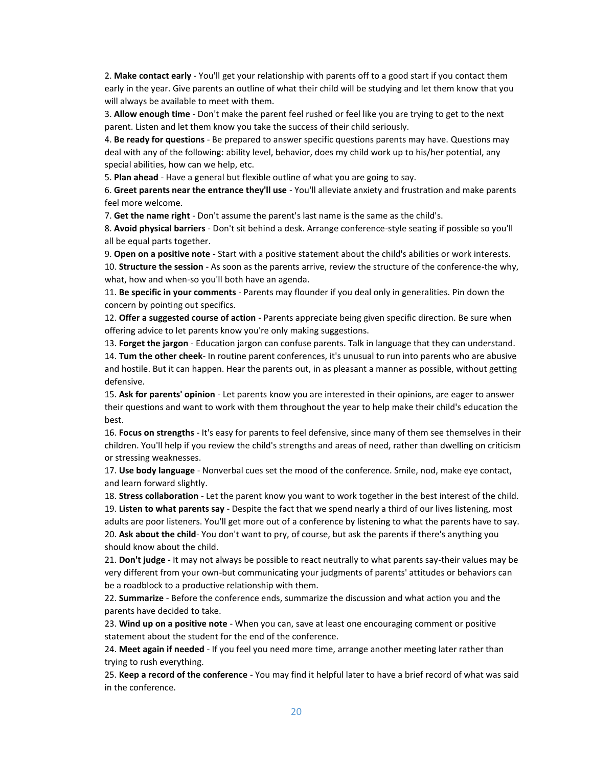2. **Make contact early** - You'll get your relationship with parents off to a good start if you contact them early in the year. Give parents an outline of what their child will be studying and let them know that you will always be available to meet with them.
3. **Allow enough time** - Don't make the parent feel rushed or feel like you are trying to get to the next parent. Listen and let them know you take the success of their child seriously.
4. **Be ready for questions** - Be prepared to answer specific questions parents may have. Questions may deal with any of the following: ability level, behavior, does my child work up to his/her potential, any special abilities, how can we help, etc.
5. **Plan ahead** - Have a general but flexible outline of what you are going to say.
6. **Greet parents near the entrance they'll use** - You'll alleviate anxiety and frustration and make parents feel more welcome.
7. **Get the name right** - Don't assume the parent's last name is the same as the child's.
8. **Avoid physical barriers** - Don't sit behind a desk. Arrange conference-style seating if possible so you'll all be equal parts together.
9. **Open on a positive note** - Start with a positive statement about the child's abilities or work interests.
10. **Structure the session** - As soon as the parents arrive, review the structure of the conference-the why, what, how and when-so you'll both have an agenda.
11. **Be specific in your comments** - Parents may flounder if you deal only in generalities. Pin down the concern by pointing out specifics.
12. **Offer a suggested course of action** - Parents appreciate being given specific direction. Be sure when offering advice to let parents know you're only making suggestions.
13. **Forget the jargon** - Education jargon can confuse parents. Talk in language that they can understand.
14. **Tum the other cheek**- In routine parent conferences, it's unusual to run into parents who are abusive and hostile. But it can happen. Hear the parents out, in as pleasant a manner as possible, without getting defensive.
15. **Ask for parents' opinion** - Let parents know you are interested in their opinions, are eager to answer their questions and want to work with them throughout the year to help make their child's education the best.
16. **Focus on strengths** - It's easy for parents to feel defensive, since many of them see themselves in their children. You'll help if you review the child's strengths and areas of need, rather than dwelling on criticism or stressing weaknesses.
17. **Use body language** - Nonverbal cues set the mood of the conference. Smile, nod, make eye contact, and learn forward slightly.
18. **Stress collaboration** - Let the parent know you want to work together in the best interest of the child.
19. **Listen to what parents say** - Despite the fact that we spend nearly a third of our lives listening, most adults are poor listeners. You'll get more out of a conference by listening to what the parents have to say.
20. **Ask about the child**- You don't want to pry, of course, but ask the parents if there's anything you should know about the child.
21. **Don't judge** - It may not always be possible to react neutrally to what parents say-their values may be very different from your own-but communicating your judgments of parents' attitudes or behaviors can be a roadblock to a productive relationship with them.
22. **Summarize** - Before the conference ends, summarize the discussion and what action you and the parents have decided to take.
23. **Wind up on a positive note** - When you can, save at least one encouraging comment or positive statement about the student for the end of the conference.
24. **Meet again if needed** - If you feel you need more time, arrange another meeting later rather than trying to rush everything.
25. **Keep a record of the conference** - You may find it helpful later to have a brief record of what was said in the conference.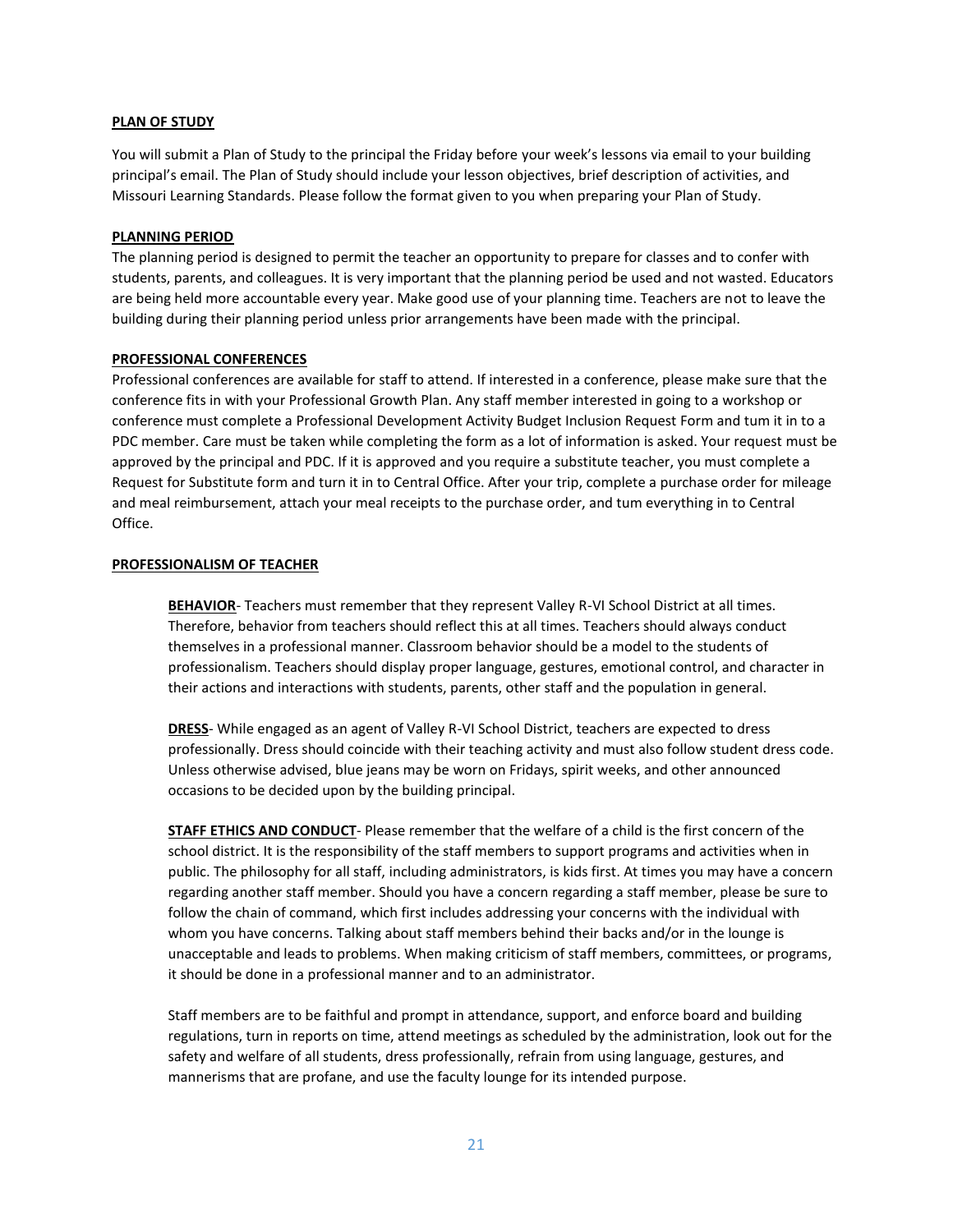**PLAN OF STUDY**

You will submit a Plan of Study to the principal the Friday before your week's lessons via email to your building principal's email. The Plan of Study should include your lesson objectives, brief description of activities, and Missouri Learning Standards. Please follow the format given to you when preparing your Plan of Study.

**PLANNING PERIOD**

The planning period is designed to permit the teacher an opportunity to prepare for classes and to confer with students, parents, and colleagues. It is very important that the planning period be used and not wasted. Educators are being held more accountable every year. Make good use of your planning time. Teachers are not to leave the building during their planning period unless prior arrangements have been made with the principal.

**PROFESSIONAL CONFERENCES**

Professional conferences are available for staff to attend. If interested in a conference, please make sure that the conference fits in with your Professional Growth Plan. Any staff member interested in going to a workshop or conference must complete a Professional Development Activity Budget Inclusion Request Form and tum it in to a PDC member. Care must be taken while completing the form as a lot of information is asked. Your request must be approved by the principal and PDC. If it is approved and you require a substitute teacher, you must complete a Request for Substitute form and turn it in to Central Office. After your trip, complete a purchase order for mileage and meal reimbursement, attach your meal receipts to the purchase order, and tum everything in to Central Office.

**PROFESSIONALISM OF TEACHER**

**BEHAVIOR**- Teachers must remember that they represent Valley R-VI School District at all times. Therefore, behavior from teachers should reflect this at all times. Teachers should always conduct themselves in a professional manner. Classroom behavior should be a model to the students of professionalism. Teachers should display proper language, gestures, emotional control, and character in their actions and interactions with students, parents, other staff and the population in general.

**DRESS**- While engaged as an agent of Valley R-VI School District, teachers are expected to dress professionally. Dress should coincide with their teaching activity and must also follow student dress code. Unless otherwise advised, blue jeans may be worn on Fridays, spirit weeks, and other announced occasions to be decided upon by the building principal.

**STAFF ETHICS AND CONDUCT**- Please remember that the welfare of a child is the first concern of the school district. It is the responsibility of the staff members to support programs and activities when in public. The philosophy for all staff, including administrators, is kids first. At times you may have a concern regarding another staff member. Should you have a concern regarding a staff member, please be sure to follow the chain of command, which first includes addressing your concerns with the individual with whom you have concerns. Talking about staff members behind their backs and/or in the lounge is unacceptable and leads to problems. When making criticism of staff members, committees, or programs, it should be done in a professional manner and to an administrator.

Staff members are to be faithful and prompt in attendance, support, and enforce board and building regulations, turn in reports on time, attend meetings as scheduled by the administration, look out for the safety and welfare of all students, dress professionally, refrain from using language, gestures, and mannerisms that are profane, and use the faculty lounge for its intended purpose.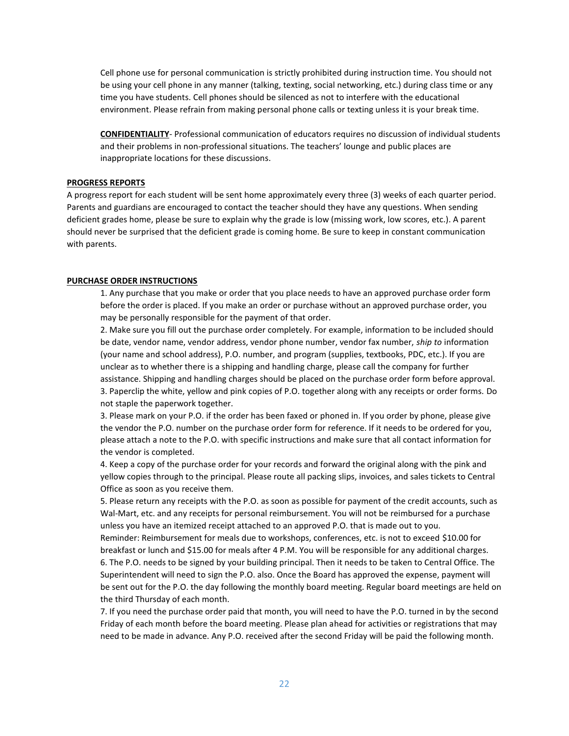Cell phone use for personal communication is strictly prohibited during instruction time. You should not be using your cell phone in any manner (talking, texting, social networking, etc.) during class time or any time you have students. Cell phones should be silenced as not to interfere with the educational environment. Please refrain from making personal phone calls or texting unless it is your break time.

**CONFIDENTIALITY**- Professional communication of educators requires no discussion of individual students and their problems in non-professional situations. The teachers' lounge and public places are inappropriate locations for these discussions.

**PROGRESS REPORTS**

A progress report for each student will be sent home approximately every three (3) weeks of each quarter period. Parents and guardians are encouraged to contact the teacher should they have any questions. When sending deficient grades home, please be sure to explain why the grade is low (missing work, low scores, etc.). A parent should never be surprised that the deficient grade is coming home. Be sure to keep in constant communication with parents.

**PURCHASE ORDER INSTRUCTIONS**

1. Any purchase that you make or order that you place needs to have an approved purchase order form before the order is placed. If you make an order or purchase without an approved purchase order, you may be personally responsible for the payment of that order.
2. Make sure you fill out the purchase order completely. For example, information to be included should be date, vendor name, vendor address, vendor phone number, vendor fax number, *ship to* information (your name and school address), P.O. number, and program (supplies, textbooks, PDC, etc.). If you are unclear as to whether there is a shipping and handling charge, please call the company for further assistance. Shipping and handling charges should be placed on the purchase order form before approval.
3. Paperclip the white, yellow and pink copies of P.O. together along with any receipts or order forms. Do not staple the paperwork together.
3. Please mark on your P.O. if the order has been faxed or phoned in. If you order by phone, please give the vendor the P.O. number on the purchase order form for reference. If it needs to be ordered for you, please attach a note to the P.O. with specific instructions and make sure that all contact information for the vendor is completed.
4. Keep a copy of the purchase order for your records and forward the original along with the pink and yellow copies through to the principal. Please route all packing slips, invoices, and sales tickets to Central Office as soon as you receive them.
5. Please return any receipts with the P.O. as soon as possible for payment of the credit accounts, such as Wal-Mart, etc. and any receipts for personal reimbursement. You will not be reimbursed for a purchase unless you have an itemized receipt attached to an approved P.O. that is made out to you.
Reminder: Reimbursement for meals due to workshops, conferences, etc. is not to exceed $10.00 for breakfast or lunch and $15.00 for meals after 4 P.M. You will be responsible for any additional charges.
6. The P.O. needs to be signed by your building principal. Then it needs to be taken to Central Office. The Superintendent will need to sign the P.O. also. Once the Board has approved the expense, payment will be sent out for the P.O. the day following the monthly board meeting. Regular board meetings are held on the third Thursday of each month.
7. If you need the purchase order paid that month, you will need to have the P.O. turned in by the second Friday of each month before the board meeting. Please plan ahead for activities or registrations that may need to be made in advance. Any P.O. received after the second Friday will be paid the following month.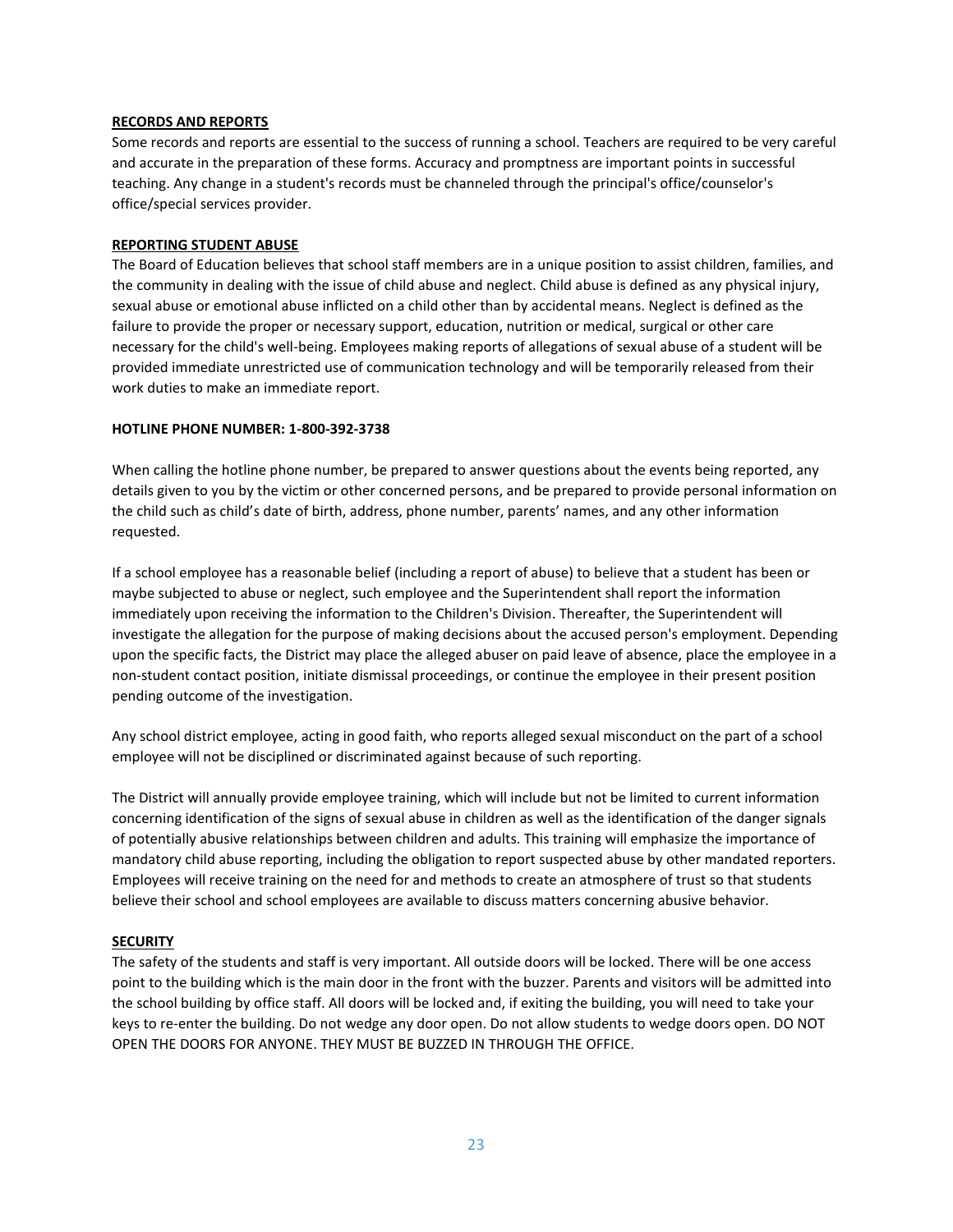## RECORDS AND REPORTS

Some records and reports are essential to the success of running a school. Teachers are required to be very careful and accurate in the preparation of these forms. Accuracy and promptness are important points in successful teaching. Any change in a student's records must be channeled through the principal's office/counselor's office/special services provider.

## REPORTING STUDENT ABUSE

The Board of Education believes that school staff members are in a unique position to assist children, families, and the community in dealing with the issue of child abuse and neglect. Child abuse is defined as any physical injury, sexual abuse or emotional abuse inflicted on a child other than by accidental means. Neglect is defined as the failure to provide the proper or necessary support, education, nutrition or medical, surgical or other care necessary for the child's well-being. Employees making reports of allegations of sexual abuse of a student will be provided immediate unrestricted use of communication technology and will be temporarily released from their work duties to make an immediate report.

**HOTLINE PHONE NUMBER: 1-800-392-3738**

When calling the hotline phone number, be prepared to answer questions about the events being reported, any details given to you by the victim or other concerned persons, and be prepared to provide personal information on the child such as child's date of birth, address, phone number, parents' names, and any other information requested.

If a school employee has a reasonable belief (including a report of abuse) to believe that a student has been or maybe subjected to abuse or neglect, such employee and the Superintendent shall report the information immediately upon receiving the information to the Children's Division. Thereafter, the Superintendent will investigate the allegation for the purpose of making decisions about the accused person's employment. Depending upon the specific facts, the District may place the alleged abuser on paid leave of absence, place the employee in a non-student contact position, initiate dismissal proceedings, or continue the employee in their present position pending outcome of the investigation.

Any school district employee, acting in good faith, who reports alleged sexual misconduct on the part of a school employee will not be disciplined or discriminated against because of such reporting.

The District will annually provide employee training, which will include but not be limited to current information concerning identification of the signs of sexual abuse in children as well as the identification of the danger signals of potentially abusive relationships between children and adults. This training will emphasize the importance of mandatory child abuse reporting, including the obligation to report suspected abuse by other mandated reporters. Employees will receive training on the need for and methods to create an atmosphere of trust so that students believe their school and school employees are available to discuss matters concerning abusive behavior.

## SECURITY

The safety of the students and staff is very important. All outside doors will be locked. There will be one access point to the building which is the main door in the front with the buzzer. Parents and visitors will be admitted into the school building by office staff. All doors will be locked and, if exiting the building, you will need to take your keys to re-enter the building. Do not wedge any door open. Do not allow students to wedge doors open. DO NOT OPEN THE DOORS FOR ANYONE. THEY MUST BE BUZZED IN THROUGH THE OFFICE.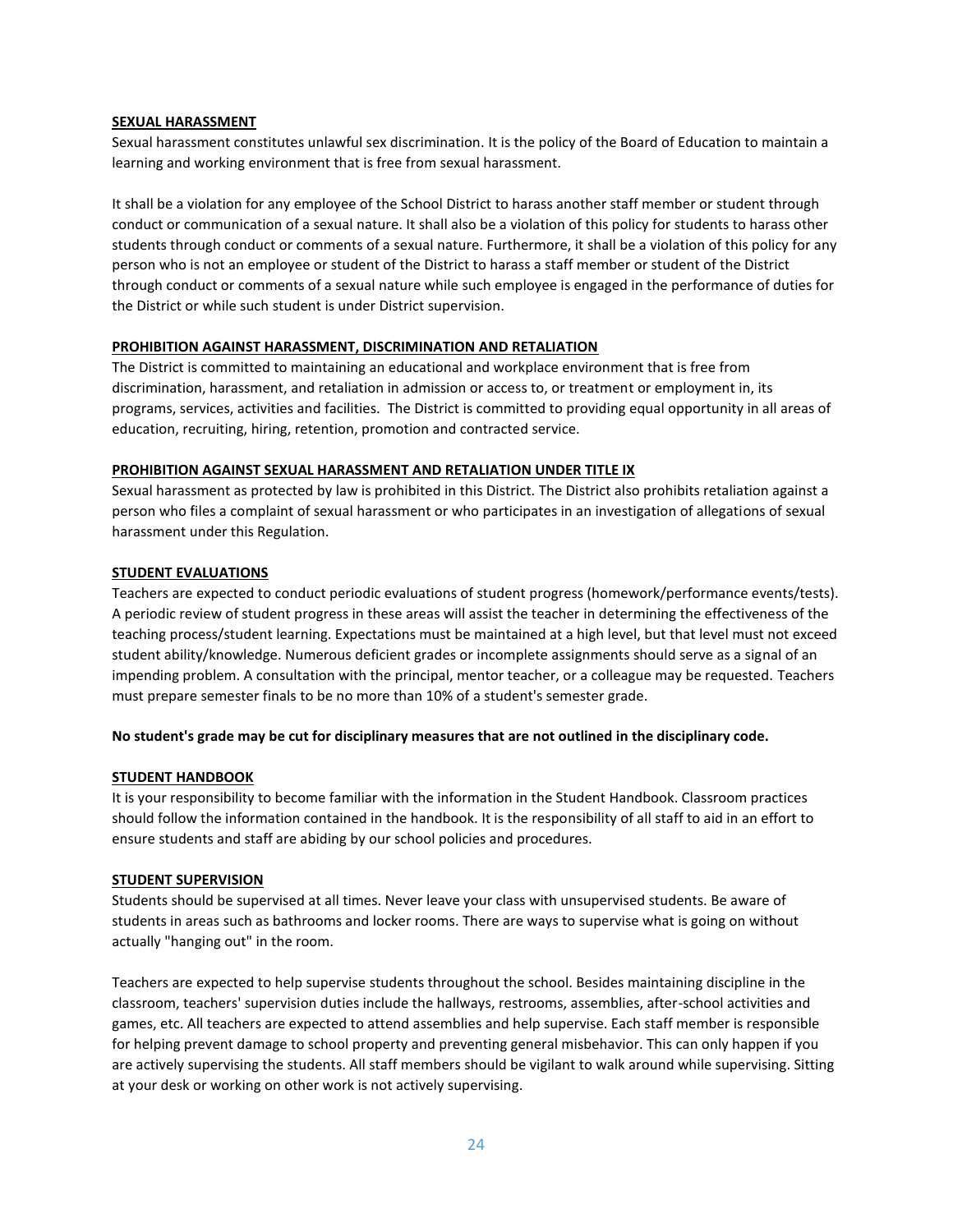## SEXUAL HARASSMENT

Sexual harassment constitutes unlawful sex discrimination. It is the policy of the Board of Education to maintain a learning and working environment that is free from sexual harassment.

It shall be a violation for any employee of the School District to harass another staff member or student through conduct or communication of a sexual nature. It shall also be a violation of this policy for students to harass other students through conduct or comments of a sexual nature. Furthermore, it shall be a violation of this policy for any person who is not an employee or student of the District to harass a staff member or student of the District through conduct or comments of a sexual nature while such employee is engaged in the performance of duties for the District or while such student is under District supervision.

## PROHIBITION AGAINST HARASSMENT, DISCRIMINATION AND RETALIATION

The District is committed to maintaining an educational and workplace environment that is free from discrimination, harassment, and retaliation in admission or access to, or treatment or employment in, its programs, services, activities and facilities. The District is committed to providing equal opportunity in all areas of education, recruiting, hiring, retention, promotion and contracted service.

## PROHIBITION AGAINST SEXUAL HARASSMENT AND RETALIATION UNDER TITLE IX

Sexual harassment as protected by law is prohibited in this District. The District also prohibits retaliation against a person who files a complaint of sexual harassment or who participates in an investigation of allegations of sexual harassment under this Regulation.

## STUDENT EVALUATIONS

Teachers are expected to conduct periodic evaluations of student progress (homework/performance events/tests). A periodic review of student progress in these areas will assist the teacher in determining the effectiveness of the teaching process/student learning. Expectations must be maintained at a high level, but that level must not exceed student ability/knowledge. Numerous deficient grades or incomplete assignments should serve as a signal of an impending problem. A consultation with the principal, mentor teacher, or a colleague may be requested. Teachers must prepare semester finals to be no more than 10% of a student's semester grade.

**No student's grade may be cut for disciplinary measures that are not outlined in the disciplinary code.**

## STUDENT HANDBOOK

It is your responsibility to become familiar with the information in the Student Handbook. Classroom practices should follow the information contained in the handbook. It is the responsibility of all staff to aid in an effort to ensure students and staff are abiding by our school policies and procedures.

## STUDENT SUPERVISION

Students should be supervised at all times. Never leave your class with unsupervised students. Be aware of students in areas such as bathrooms and locker rooms. There are ways to supervise what is going on without actually "hanging out" in the room.

Teachers are expected to help supervise students throughout the school. Besides maintaining discipline in the classroom, teachers' supervision duties include the hallways, restrooms, assemblies, after-school activities and games, etc. All teachers are expected to attend assemblies and help supervise. Each staff member is responsible for helping prevent damage to school property and preventing general misbehavior. This can only happen if you are actively supervising the students. All staff members should be vigilant to walk around while supervising. Sitting at your desk or working on other work is not actively supervising.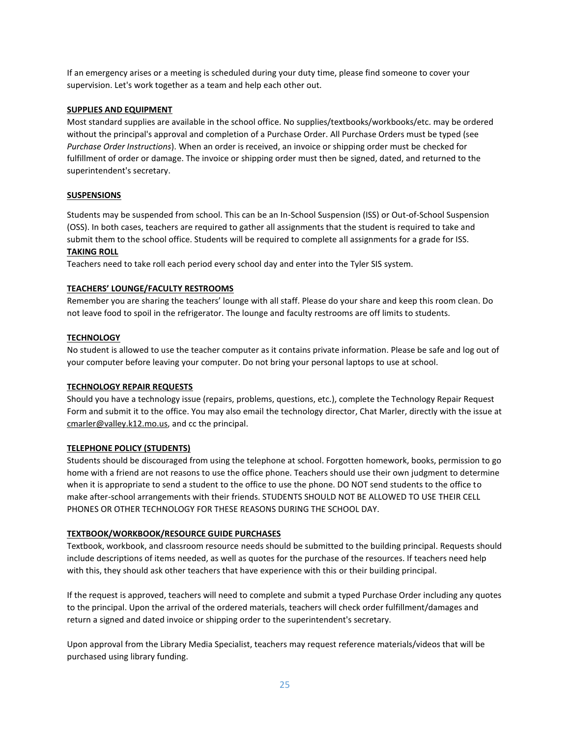If an emergency arises or a meeting is scheduled during your duty time, please find someone to cover your supervision. Let's work together as a team and help each other out.

## SUPPLIES AND EQUIPMENT

Most standard supplies are available in the school office. No supplies/textbooks/workbooks/etc. may be ordered without the principal's approval and completion of a Purchase Order. All Purchase Orders must be typed (see *Purchase Order Instructions*). When an order is received, an invoice or shipping order must be checked for fulfillment of order or damage. The invoice or shipping order must then be signed, dated, and returned to the superintendent's secretary.

## SUSPENSIONS

Students may be suspended from school. This can be an In-School Suspension (ISS) or Out-of-School Suspension (OSS). In both cases, teachers are required to gather all assignments that the student is required to take and submit them to the school office. Students will be required to complete all assignments for a grade for ISS.

## TAKING ROLL

Teachers need to take roll each period every school day and enter into the Tyler SIS system.

## TEACHERS' LOUNGE/FACULTY RESTROOMS

Remember you are sharing the teachers' lounge with all staff. Please do your share and keep this room clean. Do not leave food to spoil in the refrigerator. The lounge and faculty restrooms are off limits to students.

## TECHNOLOGY

No student is allowed to use the teacher computer as it contains private information. Please be safe and log out of your computer before leaving your computer. Do not bring your personal laptops to use at school.

## TECHNOLOGY REPAIR REQUESTS

Should you have a technology issue (repairs, problems, questions, etc.), complete the Technology Repair Request Form and submit it to the office. You may also email the technology director, Chat Marler, directly with the issue at cmarler@valley.k12.mo.us, and cc the principal.

## TELEPHONE POLICY (STUDENTS)

Students should be discouraged from using the telephone at school. Forgotten homework, books, permission to go home with a friend are not reasons to use the office phone. Teachers should use their own judgment to determine when it is appropriate to send a student to the office to use the phone. DO NOT send students to the office to make after-school arrangements with their friends. STUDENTS SHOULD NOT BE ALLOWED TO USE THEIR CELL PHONES OR OTHER TECHNOLOGY FOR THESE REASONS DURING THE SCHOOL DAY.

## TEXTBOOK/WORKBOOK/RESOURCE GUIDE PURCHASES

Textbook, workbook, and classroom resource needs should be submitted to the building principal. Requests should include descriptions of items needed, as well as quotes for the purchase of the resources. If teachers need help with this, they should ask other teachers that have experience with this or their building principal.

If the request is approved, teachers will need to complete and submit a typed Purchase Order including any quotes to the principal. Upon the arrival of the ordered materials, teachers will check order fulfillment/damages and return a signed and dated invoice or shipping order to the superintendent's secretary.

Upon approval from the Library Media Specialist, teachers may request reference materials/videos that will be purchased using library funding.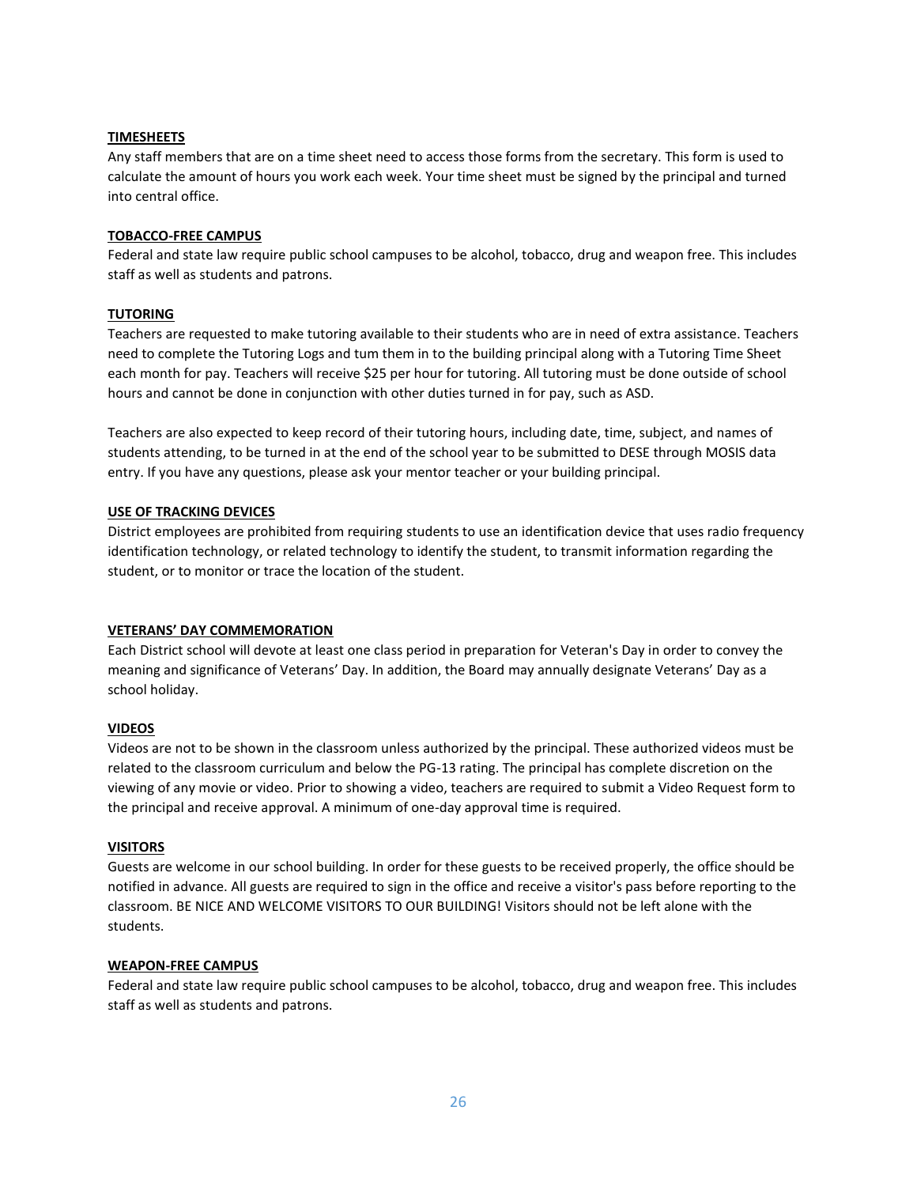**TIMESHEETS**

Any staff members that are on a time sheet need to access those forms from the secretary. This form is used to calculate the amount of hours you work each week. Your time sheet must be signed by the principal and turned into central office.

**TOBACCO-FREE CAMPUS**

Federal and state law require public school campuses to be alcohol, tobacco, drug and weapon free. This includes staff as well as students and patrons.

**TUTORING**

Teachers are requested to make tutoring available to their students who are in need of extra assistance. Teachers need to complete the Tutoring Logs and tum them in to the building principal along with a Tutoring Time Sheet each month for pay. Teachers will receive $25 per hour for tutoring. All tutoring must be done outside of school hours and cannot be done in conjunction with other duties turned in for pay, such as ASD.

Teachers are also expected to keep record of their tutoring hours, including date, time, subject, and names of students attending, to be turned in at the end of the school year to be submitted to DESE through MOSIS data entry. If you have any questions, please ask your mentor teacher or your building principal.

**USE OF TRACKING DEVICES**

District employees are prohibited from requiring students to use an identification device that uses radio frequency identification technology, or related technology to identify the student, to transmit information regarding the student, or to monitor or trace the location of the student.

**VETERANS' DAY COMMEMORATION**

Each District school will devote at least one class period in preparation for Veteran's Day in order to convey the meaning and significance of Veterans' Day. In addition, the Board may annually designate Veterans' Day as a school holiday.

**VIDEOS**

Videos are not to be shown in the classroom unless authorized by the principal. These authorized videos must be related to the classroom curriculum and below the PG-13 rating. The principal has complete discretion on the viewing of any movie or video. Prior to showing a video, teachers are required to submit a Video Request form to the principal and receive approval. A minimum of one-day approval time is required.

**VISITORS**

Guests are welcome in our school building. In order for these guests to be received properly, the office should be notified in advance. All guests are required to sign in the office and receive a visitor's pass before reporting to the classroom. BE NICE AND WELCOME VISITORS TO OUR BUILDING! Visitors should not be left alone with the students.

**WEAPON-FREE CAMPUS**

Federal and state law require public school campuses to be alcohol, tobacco, drug and weapon free. This includes staff as well as students and patrons.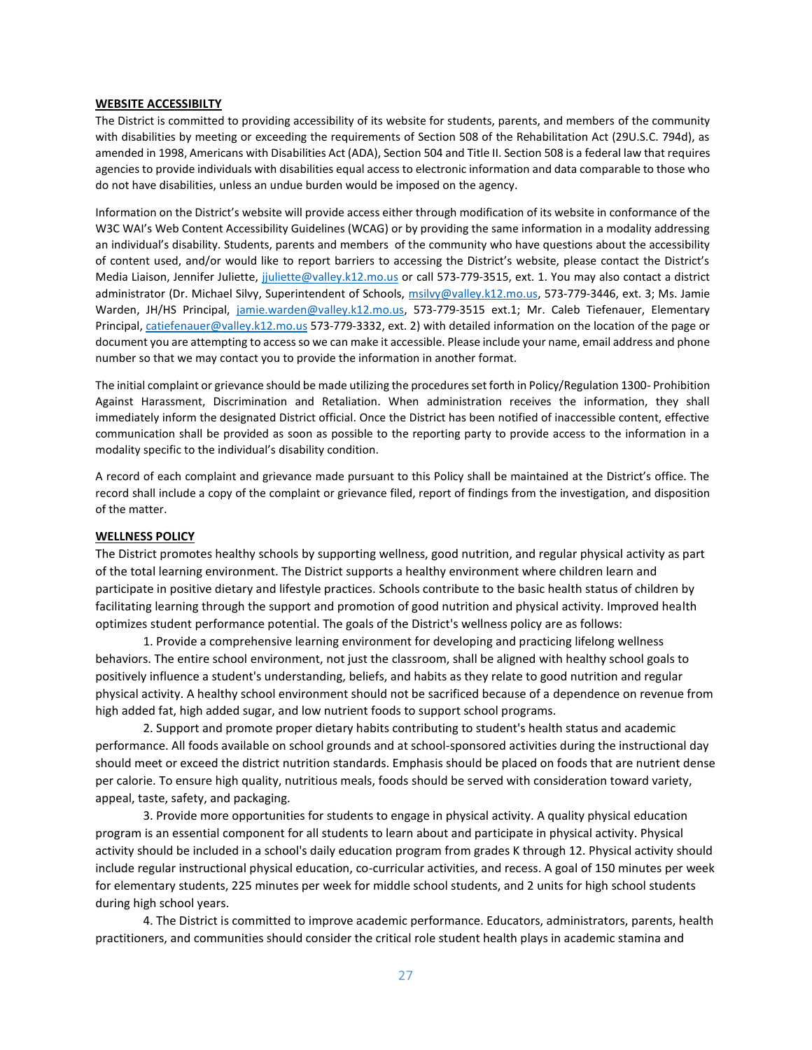**WEBSITE ACCESSIBILTY**

The District is committed to providing accessibility of its website for students, parents, and members of the community with disabilities by meeting or exceeding the requirements of Section 508 of the Rehabilitation Act (29U.S.C. 794d), as amended in 1998, Americans with Disabilities Act (ADA), Section 504 and Title II. Section 508 is a federal law that requires agencies to provide individuals with disabilities equal access to electronic information and data comparable to those who do not have disabilities, unless an undue burden would be imposed on the agency.

Information on the District's website will provide access either through modification of its website in conformance of the W3C WAI's Web Content Accessibility Guidelines (WCAG) or by providing the same information in a modality addressing an individual's disability. Students, parents and members of the community who have questions about the accessibility of content used, and/or would like to report barriers to accessing the District's website, please contact the District's Media Liaison, Jennifer Juliette, jjuliette@valley.k12.mo.us or call 573-779-3515, ext. 1. You may also contact a district administrator (Dr. Michael Silvy, Superintendent of Schools, msilvy@valley.k12.mo.us, 573-779-3446, ext. 3; Ms. Jamie Warden, JH/HS Principal, jamie.warden@valley.k12.mo.us, 573-779-3515 ext.1; Mr. Caleb Tiefenauer, Elementary Principal, catiefenauer@valley.k12.mo.us 573-779-3332, ext. 2) with detailed information on the location of the page or document you are attempting to access so we can make it accessible. Please include your name, email address and phone number so that we may contact you to provide the information in another format.

The initial complaint or grievance should be made utilizing the procedures set forth in Policy/Regulation 1300- Prohibition Against Harassment, Discrimination and Retaliation. When administration receives the information, they shall immediately inform the designated District official. Once the District has been notified of inaccessible content, effective communication shall be provided as soon as possible to the reporting party to provide access to the information in a modality specific to the individual's disability condition.

A record of each complaint and grievance made pursuant to this Policy shall be maintained at the District's office. The record shall include a copy of the complaint or grievance filed, report of findings from the investigation, and disposition of the matter.

**WELLNESS POLICY**

The District promotes healthy schools by supporting wellness, good nutrition, and regular physical activity as part of the total learning environment. The District supports a healthy environment where children learn and participate in positive dietary and lifestyle practices. Schools contribute to the basic health status of children by facilitating learning through the support and promotion of good nutrition and physical activity. Improved health optimizes student performance potential. The goals of the District's wellness policy are as follows:

1. Provide a comprehensive learning environment for developing and practicing lifelong wellness behaviors. The entire school environment, not just the classroom, shall be aligned with healthy school goals to positively influence a student's understanding, beliefs, and habits as they relate to good nutrition and regular physical activity. A healthy school environment should not be sacrificed because of a dependence on revenue from high added fat, high added sugar, and low nutrient foods to support school programs.

2. Support and promote proper dietary habits contributing to student's health status and academic performance. All foods available on school grounds and at school-sponsored activities during the instructional day should meet or exceed the district nutrition standards. Emphasis should be placed on foods that are nutrient dense per calorie. To ensure high quality, nutritious meals, foods should be served with consideration toward variety, appeal, taste, safety, and packaging.

3. Provide more opportunities for students to engage in physical activity. A quality physical education program is an essential component for all students to learn about and participate in physical activity. Physical activity should be included in a school's daily education program from grades K through 12. Physical activity should include regular instructional physical education, co-curricular activities, and recess. A goal of 150 minutes per week for elementary students, 225 minutes per week for middle school students, and 2 units for high school students during high school years.

4. The District is committed to improve academic performance. Educators, administrators, parents, health practitioners, and communities should consider the critical role student health plays in academic stamina and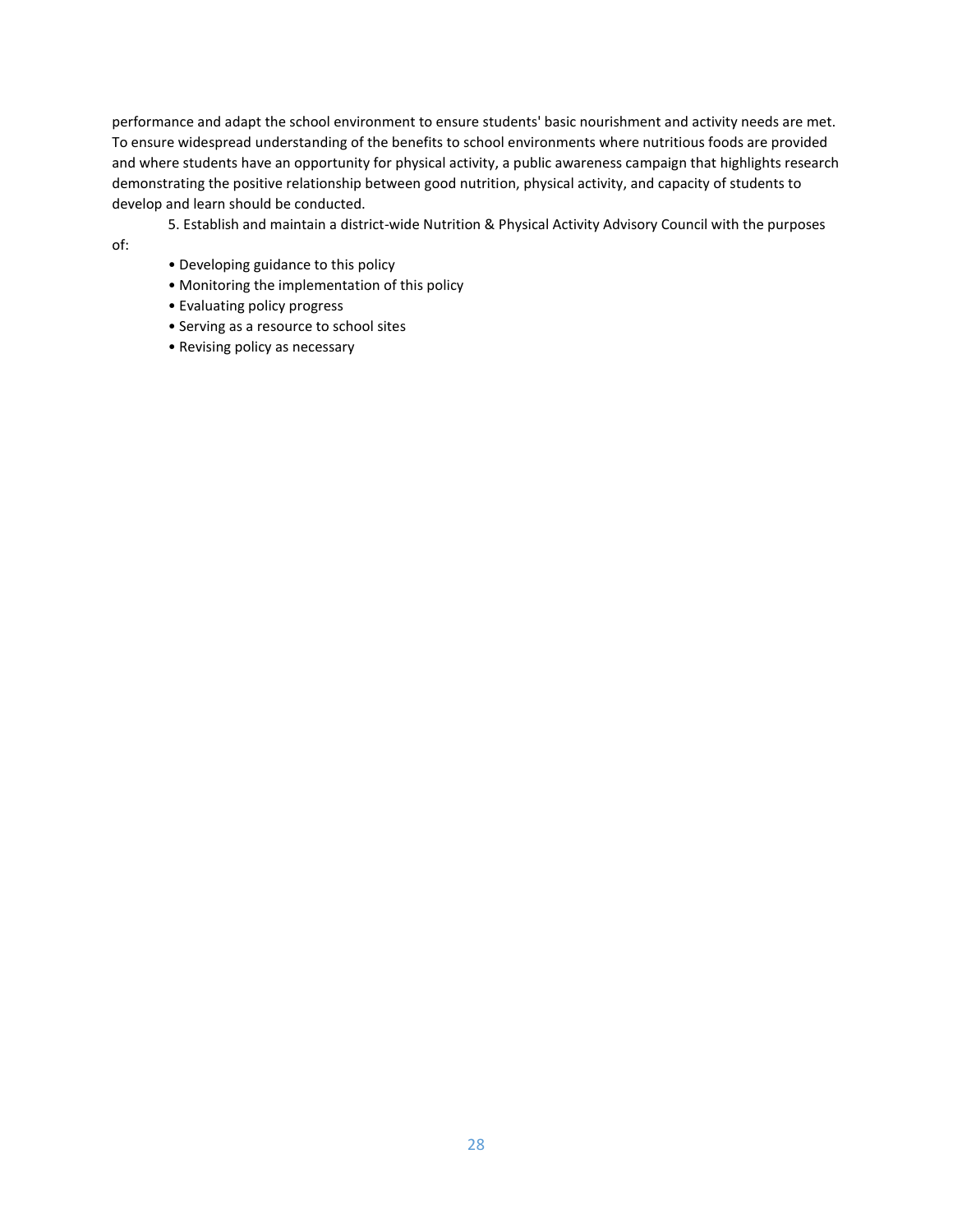performance and adapt the school environment to ensure students' basic nourishment and activity needs are met. To ensure widespread understanding of the benefits to school environments where nutritious foods are provided and where students have an opportunity for physical activity, a public awareness campaign that highlights research demonstrating the positive relationship between good nutrition, physical activity, and capacity of students to develop and learn should be conducted.

5. Establish and maintain a district-wide Nutrition & Physical Activity Advisory Council with the purposes of:

- Developing guidance to this policy
- Monitoring the implementation of this policy
- Evaluating policy progress
- Serving as a resource to school sites
- Revising policy as necessary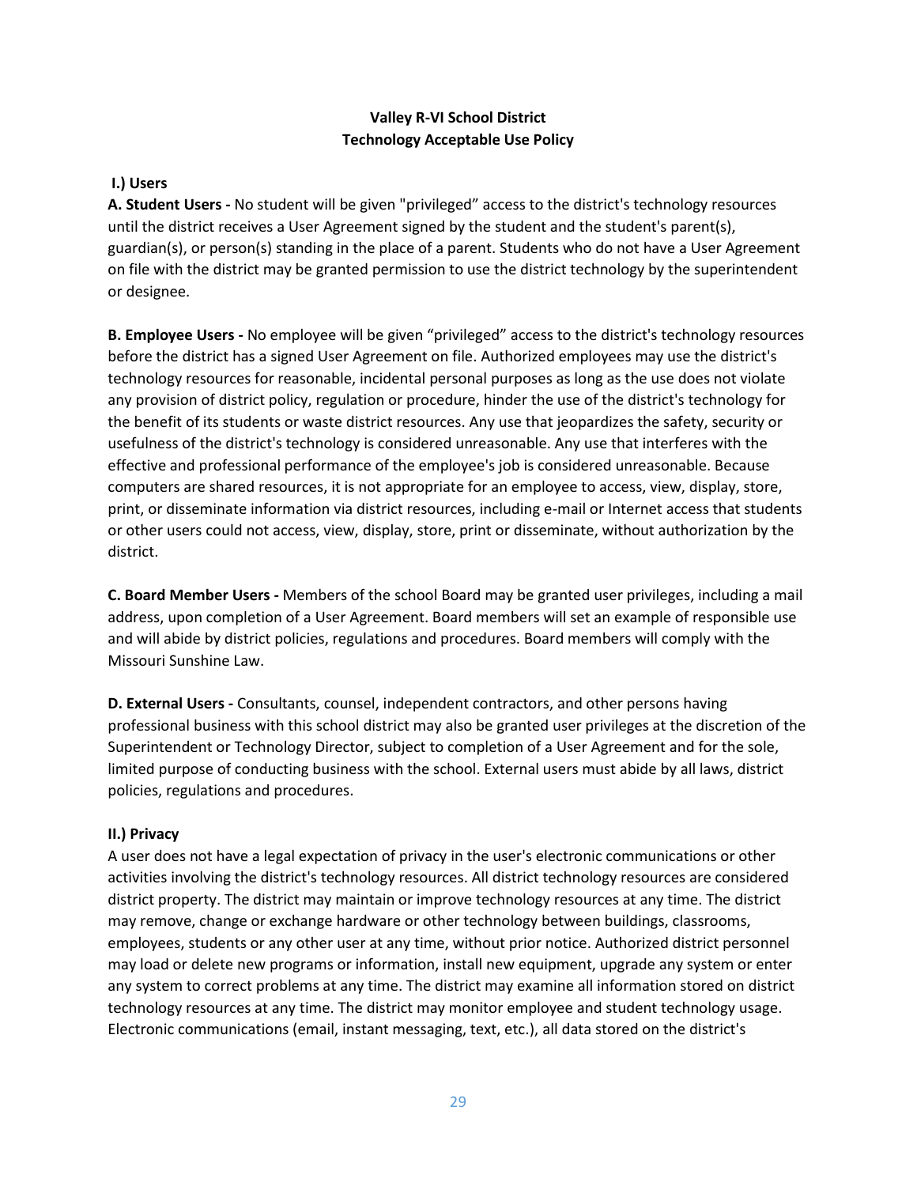**Valley R-VI School District**
**Technology Acceptable Use Policy**

**I.) Users**

**A. Student Users -** No student will be given "privileged" access to the district's technology resources until the district receives a User Agreement signed by the student and the student's parent(s), guardian(s), or person(s) standing in the place of a parent. Students who do not have a User Agreement on file with the district may be granted permission to use the district technology by the superintendent or designee.

**B. Employee Users -** No employee will be given "privileged" access to the district's technology resources before the district has a signed User Agreement on file. Authorized employees may use the district's technology resources for reasonable, incidental personal purposes as long as the use does not violate any provision of district policy, regulation or procedure, hinder the use of the district's technology for the benefit of its students or waste district resources. Any use that jeopardizes the safety, security or usefulness of the district's technology is considered unreasonable. Any use that interferes with the effective and professional performance of the employee's job is considered unreasonable. Because computers are shared resources, it is not appropriate for an employee to access, view, display, store, print, or disseminate information via district resources, including e-mail or Internet access that students or other users could not access, view, display, store, print or disseminate, without authorization by the district.

**C. Board Member Users -** Members of the school Board may be granted user privileges, including a mail address, upon completion of a User Agreement. Board members will set an example of responsible use and will abide by district policies, regulations and procedures. Board members will comply with the Missouri Sunshine Law.

**D. External Users -** Consultants, counsel, independent contractors, and other persons having professional business with this school district may also be granted user privileges at the discretion of the Superintendent or Technology Director, subject to completion of a User Agreement and for the sole, limited purpose of conducting business with the school. External users must abide by all laws, district policies, regulations and procedures.

**II.) Privacy**

A user does not have a legal expectation of privacy in the user's electronic communications or other activities involving the district's technology resources. All district technology resources are considered district property. The district may maintain or improve technology resources at any time. The district may remove, change or exchange hardware or other technology between buildings, classrooms, employees, students or any other user at any time, without prior notice. Authorized district personnel may load or delete new programs or information, install new equipment, upgrade any system or enter any system to correct problems at any time. The district may examine all information stored on district technology resources at any time. The district may monitor employee and student technology usage. Electronic communications (email, instant messaging, text, etc.), all data stored on the district's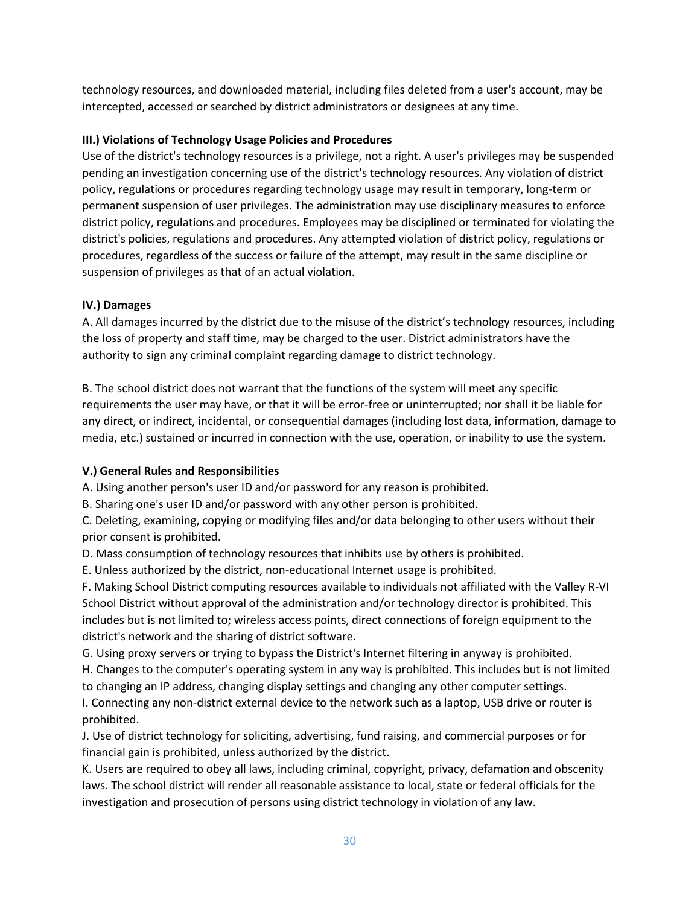technology resources, and downloaded material, including files deleted from a user's account, may be intercepted, accessed or searched by district administrators or designees at any time.

**III.) Violations of Technology Usage Policies and Procedures**

Use of the district's technology resources is a privilege, not a right. A user's privileges may be suspended pending an investigation concerning use of the district's technology resources. Any violation of district policy, regulations or procedures regarding technology usage may result in temporary, long-term or permanent suspension of user privileges. The administration may use disciplinary measures to enforce district policy, regulations and procedures. Employees may be disciplined or terminated for violating the district's policies, regulations and procedures. Any attempted violation of district policy, regulations or procedures, regardless of the success or failure of the attempt, may result in the same discipline or suspension of privileges as that of an actual violation.

**IV.) Damages**

A. All damages incurred by the district due to the misuse of the district's technology resources, including the loss of property and staff time, may be charged to the user. District administrators have the authority to sign any criminal complaint regarding damage to district technology.

B. The school district does not warrant that the functions of the system will meet any specific requirements the user may have, or that it will be error-free or uninterrupted; nor shall it be liable for any direct, or indirect, incidental, or consequential damages (including lost data, information, damage to media, etc.) sustained or incurred in connection with the use, operation, or inability to use the system.

**V.) General Rules and Responsibilities**

A. Using another person's user ID and/or password for any reason is prohibited.
B. Sharing one's user ID and/or password with any other person is prohibited.
C. Deleting, examining, copying or modifying files and/or data belonging to other users without their prior consent is prohibited.
D. Mass consumption of technology resources that inhibits use by others is prohibited.
E. Unless authorized by the district, non-educational Internet usage is prohibited.
F. Making School District computing resources available to individuals not affiliated with the Valley R-VI School District without approval of the administration and/or technology director is prohibited. This includes but is not limited to; wireless access points, direct connections of foreign equipment to the district's network and the sharing of district software.
G. Using proxy servers or trying to bypass the District's Internet filtering in anyway is prohibited.
H. Changes to the computer's operating system in any way is prohibited. This includes but is not limited to changing an IP address, changing display settings and changing any other computer settings.
I. Connecting any non-district external device to the network such as a laptop, USB drive or router is prohibited.
J. Use of district technology for soliciting, advertising, fund raising, and commercial purposes or for financial gain is prohibited, unless authorized by the district.
K. Users are required to obey all laws, including criminal, copyright, privacy, defamation and obscenity laws. The school district will render all reasonable assistance to local, state or federal officials for the investigation and prosecution of persons using district technology in violation of any law.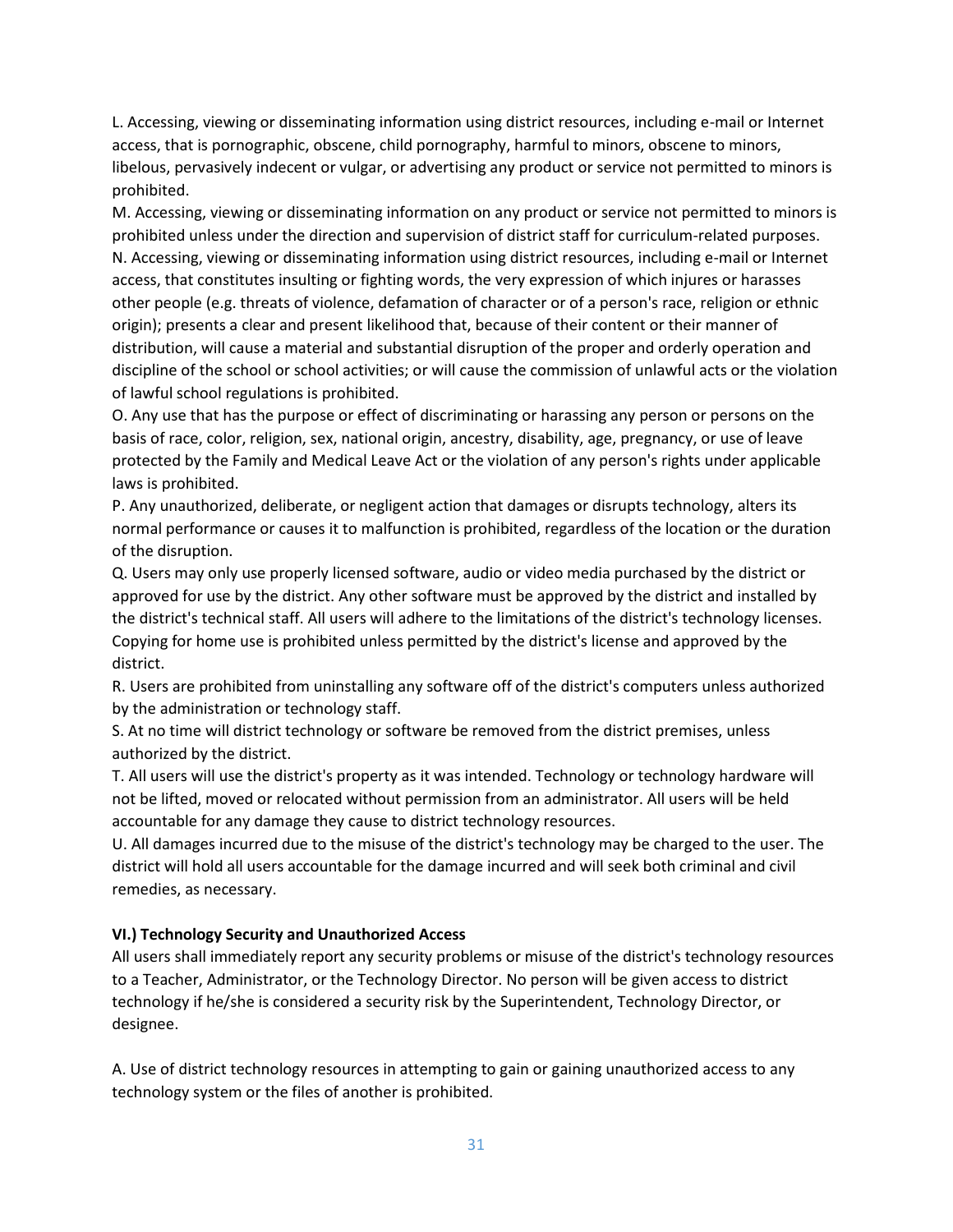L. Accessing, viewing or disseminating information using district resources, including e-mail or Internet access, that is pornographic, obscene, child pornography, harmful to minors, obscene to minors, libelous, pervasively indecent or vulgar, or advertising any product or service not permitted to minors is prohibited.

M. Accessing, viewing or disseminating information on any product or service not permitted to minors is prohibited unless under the direction and supervision of district staff for curriculum-related purposes.

N. Accessing, viewing or disseminating information using district resources, including e-mail or Internet access, that constitutes insulting or fighting words, the very expression of which injures or harasses other people (e.g. threats of violence, defamation of character or of a person's race, religion or ethnic origin); presents a clear and present likelihood that, because of their content or their manner of distribution, will cause a material and substantial disruption of the proper and orderly operation and discipline of the school or school activities; or will cause the commission of unlawful acts or the violation of lawful school regulations is prohibited.

O. Any use that has the purpose or effect of discriminating or harassing any person or persons on the basis of race, color, religion, sex, national origin, ancestry, disability, age, pregnancy, or use of leave protected by the Family and Medical Leave Act or the violation of any person's rights under applicable laws is prohibited.

P. Any unauthorized, deliberate, or negligent action that damages or disrupts technology, alters its normal performance or causes it to malfunction is prohibited, regardless of the location or the duration of the disruption.

Q. Users may only use properly licensed software, audio or video media purchased by the district or approved for use by the district. Any other software must be approved by the district and installed by the district's technical staff. All users will adhere to the limitations of the district's technology licenses. Copying for home use is prohibited unless permitted by the district's license and approved by the district.

R. Users are prohibited from uninstalling any software off of the district's computers unless authorized by the administration or technology staff.

S. At no time will district technology or software be removed from the district premises, unless authorized by the district.

T. All users will use the district's property as it was intended. Technology or technology hardware will not be lifted, moved or relocated without permission from an administrator. All users will be held accountable for any damage they cause to district technology resources.

U. All damages incurred due to the misuse of the district's technology may be charged to the user. The district will hold all users accountable for the damage incurred and will seek both criminal and civil remedies, as necessary.

**VI.) Technology Security and Unauthorized Access**

All users shall immediately report any security problems or misuse of the district's technology resources to a Teacher, Administrator, or the Technology Director. No person will be given access to district technology if he/she is considered a security risk by the Superintendent, Technology Director, or designee.

A. Use of district technology resources in attempting to gain or gaining unauthorized access to any technology system or the files of another is prohibited.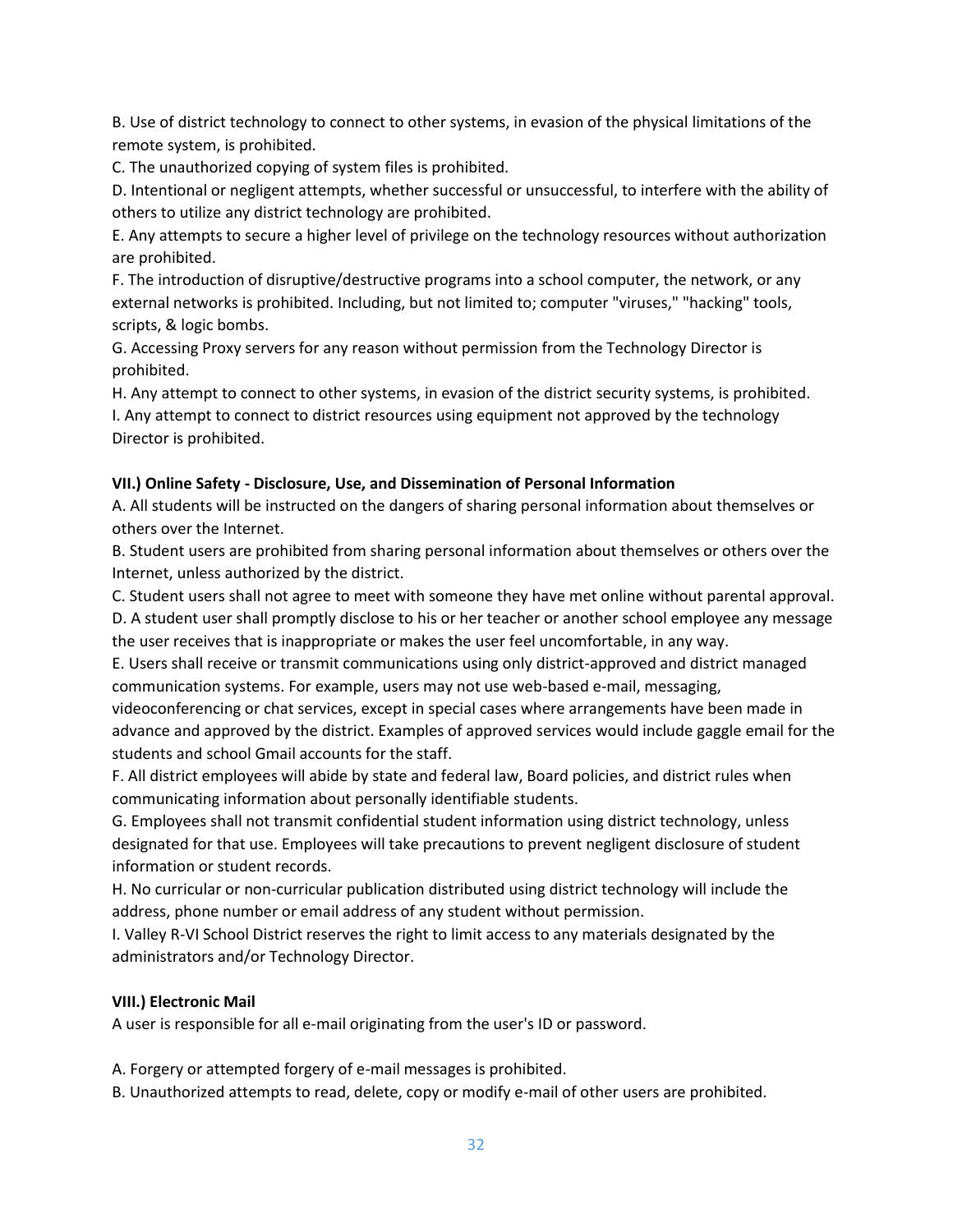B. Use of district technology to connect to other systems, in evasion of the physical limitations of the remote system, is prohibited.

C. The unauthorized copying of system files is prohibited.

D. Intentional or negligent attempts, whether successful or unsuccessful, to interfere with the ability of others to utilize any district technology are prohibited.

E. Any attempts to secure a higher level of privilege on the technology resources without authorization are prohibited.

F. The introduction of disruptive/destructive programs into a school computer, the network, or any external networks is prohibited. Including, but not limited to; computer "viruses," "hacking" tools, scripts, & logic bombs.

G. Accessing Proxy servers for any reason without permission from the Technology Director is prohibited.

H. Any attempt to connect to other systems, in evasion of the district security systems, is prohibited.

I. Any attempt to connect to district resources using equipment not approved by the technology Director is prohibited.

**VII.) Online Safety - Disclosure, Use, and Dissemination of Personal Information**

A. All students will be instructed on the dangers of sharing personal information about themselves or others over the Internet.

B. Student users are prohibited from sharing personal information about themselves or others over the Internet, unless authorized by the district.

C. Student users shall not agree to meet with someone they have met online without parental approval.

D. A student user shall promptly disclose to his or her teacher or another school employee any message the user receives that is inappropriate or makes the user feel uncomfortable, in any way.

E. Users shall receive or transmit communications using only district-approved and district managed communication systems. For example, users may not use web-based e-mail, messaging, videoconferencing or chat services, except in special cases where arrangements have been made in advance and approved by the district. Examples of approved services would include gaggle email for the students and school Gmail accounts for the staff.

F. All district employees will abide by state and federal law, Board policies, and district rules when communicating information about personally identifiable students.

G. Employees shall not transmit confidential student information using district technology, unless designated for that use. Employees will take precautions to prevent negligent disclosure of student information or student records.

H. No curricular or non-curricular publication distributed using district technology will include the address, phone number or email address of any student without permission.

I. Valley R-VI School District reserves the right to limit access to any materials designated by the administrators and/or Technology Director.

**VIII.) Electronic Mail**

A user is responsible for all e-mail originating from the user's ID or password.

A. Forgery or attempted forgery of e-mail messages is prohibited.

B. Unauthorized attempts to read, delete, copy or modify e-mail of other users are prohibited.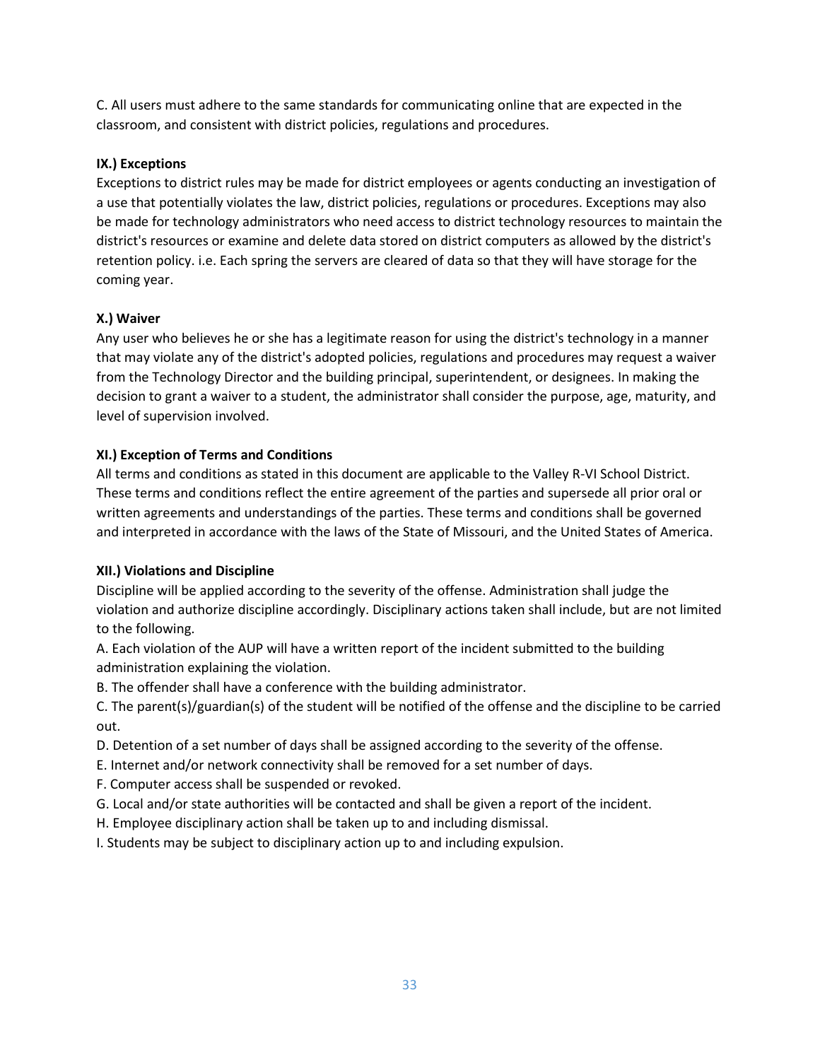C. All users must adhere to the same standards for communicating online that are expected in the classroom, and consistent with district policies, regulations and procedures.

**IX.) Exceptions**

Exceptions to district rules may be made for district employees or agents conducting an investigation of a use that potentially violates the law, district policies, regulations or procedures. Exceptions may also be made for technology administrators who need access to district technology resources to maintain the district's resources or examine and delete data stored on district computers as allowed by the district's retention policy. i.e. Each spring the servers are cleared of data so that they will have storage for the coming year.

**X.) Waiver**

Any user who believes he or she has a legitimate reason for using the district's technology in a manner that may violate any of the district's adopted policies, regulations and procedures may request a waiver from the Technology Director and the building principal, superintendent, or designees. In making the decision to grant a waiver to a student, the administrator shall consider the purpose, age, maturity, and level of supervision involved.

**XI.) Exception of Terms and Conditions**

All terms and conditions as stated in this document are applicable to the Valley R-VI School District. These terms and conditions reflect the entire agreement of the parties and supersede all prior oral or written agreements and understandings of the parties. These terms and conditions shall be governed and interpreted in accordance with the laws of the State of Missouri, and the United States of America.

**XII.) Violations and Discipline**

Discipline will be applied according to the severity of the offense. Administration shall judge the violation and authorize discipline accordingly. Disciplinary actions taken shall include, but are not limited to the following.

A. Each violation of the AUP will have a written report of the incident submitted to the building administration explaining the violation.

B. The offender shall have a conference with the building administrator.

C. The parent(s)/guardian(s) of the student will be notified of the offense and the discipline to be carried out.

D. Detention of a set number of days shall be assigned according to the severity of the offense.

E. Internet and/or network connectivity shall be removed for a set number of days.

F. Computer access shall be suspended or revoked.

G. Local and/or state authorities will be contacted and shall be given a report of the incident.

H. Employee disciplinary action shall be taken up to and including dismissal.

I. Students may be subject to disciplinary action up to and including expulsion.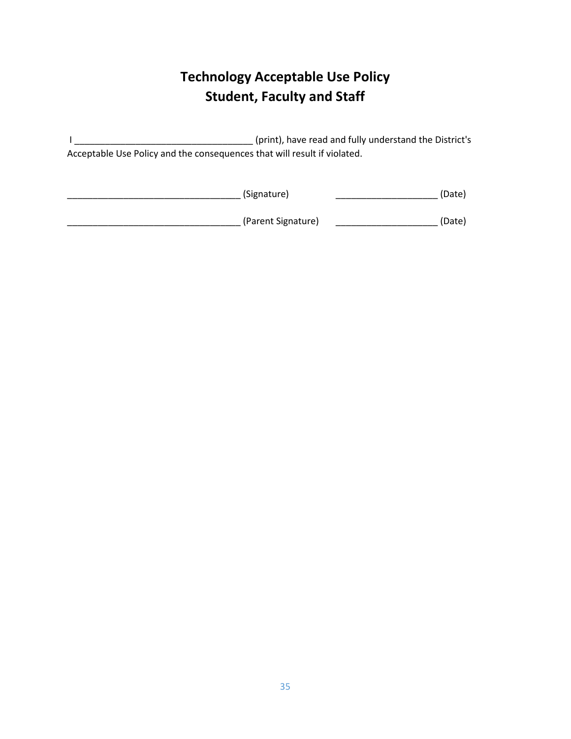# Technology Acceptable Use Policy
# Student, Faculty and Staff

I ___________________________________ (print), have read and fully understand the District's Acceptable Use Policy and the consequences that will result if violated.

__________________________________ (Signature) ____________________ (Date)

__________________________________ (Parent Signature) ____________________ (Date)